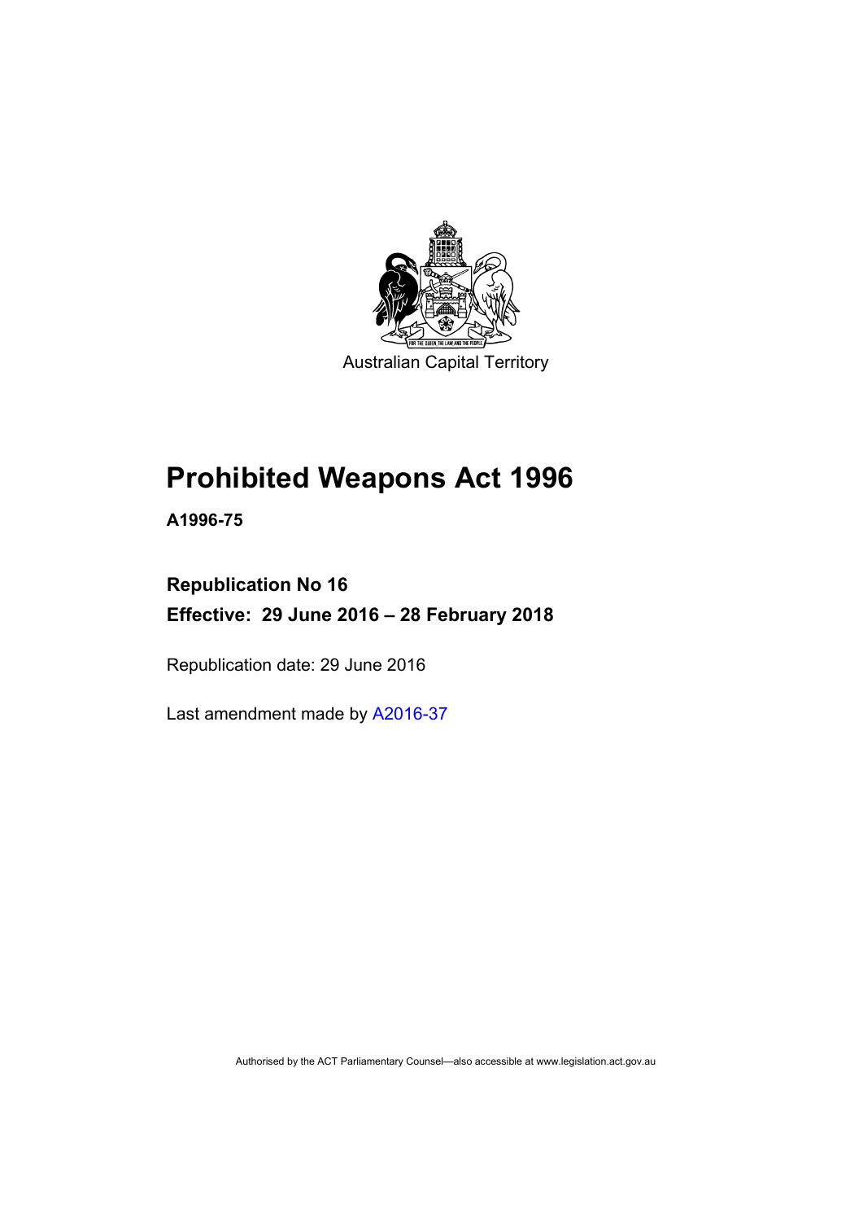Australian Capital Territory

# Prohibited Weapons Act 1996

**A1996-75**

## Republication No 16

## Effective: 29 June 2016 – 28 February 2018

Republication date: 29 June 2016

Last amendment made by A2016-37

Authorised by the ACT Parliamentary Counsel—also accessible at www.legislation.act.gov.au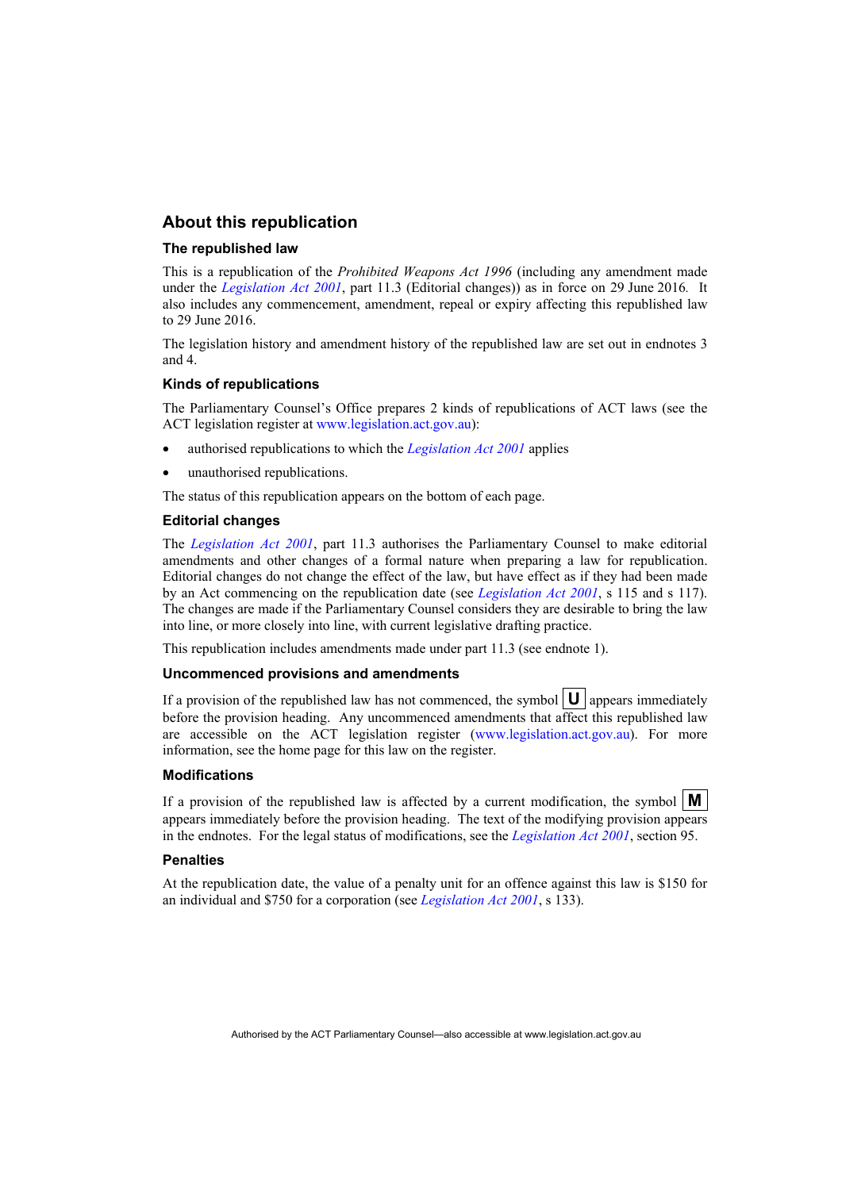## About this republication

### The republished law

This is a republication of the *Prohibited Weapons Act 1996* (including any amendment made under the *Legislation Act 2001*, part 11.3 (Editorial changes)) as in force on 29 June 2016*.* It also includes any commencement, amendment, repeal or expiry affecting this republished law to 29 June 2016.

The legislation history and amendment history of the republished law are set out in endnotes 3 and 4.

### Kinds of republications

The Parliamentary Counsel's Office prepares 2 kinds of republications of ACT laws (see the ACT legislation register at www.legislation.act.gov.au):

- authorised republications to which the *Legislation Act 2001* applies
- unauthorised republications.

The status of this republication appears on the bottom of each page.

### Editorial changes

The *Legislation Act 2001*, part 11.3 authorises the Parliamentary Counsel to make editorial amendments and other changes of a formal nature when preparing a law for republication. Editorial changes do not change the effect of the law, but have effect as if they had been made by an Act commencing on the republication date (see *Legislation Act 2001*, s 115 and s 117). The changes are made if the Parliamentary Counsel considers they are desirable to bring the law into line, or more closely into line, with current legislative drafting practice.

This republication includes amendments made under part 11.3 (see endnote 1).

### Uncommenced provisions and amendments

If a provision of the republished law has not commenced, the symbol **U** appears immediately before the provision heading. Any uncommenced amendments that affect this republished law are accessible on the ACT legislation register (www.legislation.act.gov.au). For more information, see the home page for this law on the register.

### Modifications

If a provision of the republished law is affected by a current modification, the symbol **M** appears immediately before the provision heading. The text of the modifying provision appears in the endnotes. For the legal status of modifications, see the *Legislation Act 2001*, section 95.

### Penalties

At the republication date, the value of a penalty unit for an offence against this law is $150 for an individual and $750 for a corporation (see *Legislation Act 2001*, s 133).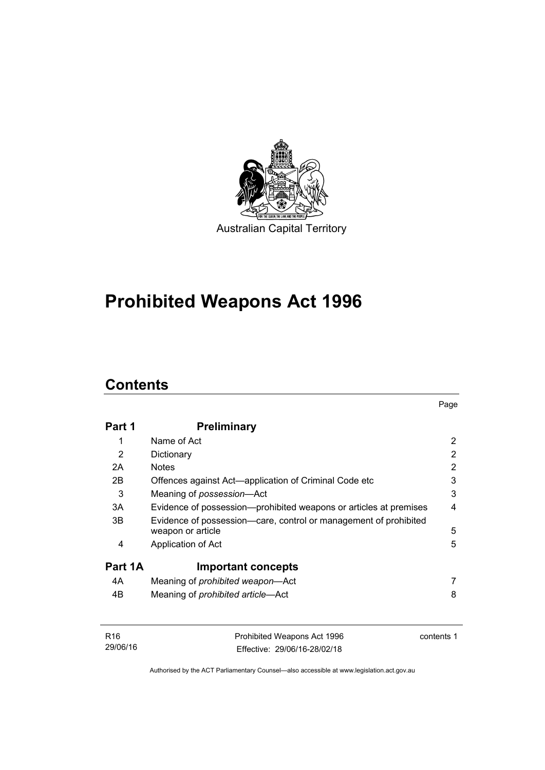Australian Capital Territory

# Prohibited Weapons Act 1996

## Contents

| | | Page |
|---|---|---|
| **Part 1** | **Preliminary** | |
| 1 | Name of Act | 2 |
| 2 | Dictionary | 2 |
| 2A | Notes | 2 |
| 2B | Offences against Act—application of Criminal Code etc | 3 |
| 3 | Meaning of *possession*—Act | 3 |
| 3A | Evidence of possession—prohibited weapons or articles at premises | 4 |
| 3B | Evidence of possession—care, control or management of prohibited weapon or article | 5 |
| 4 | Application of Act | 5 |
| **Part 1A** | **Important concepts** | |
| 4A | Meaning of *prohibited weapon*—Act | 7 |
| 4B | Meaning of *prohibited article*—Act | 8 |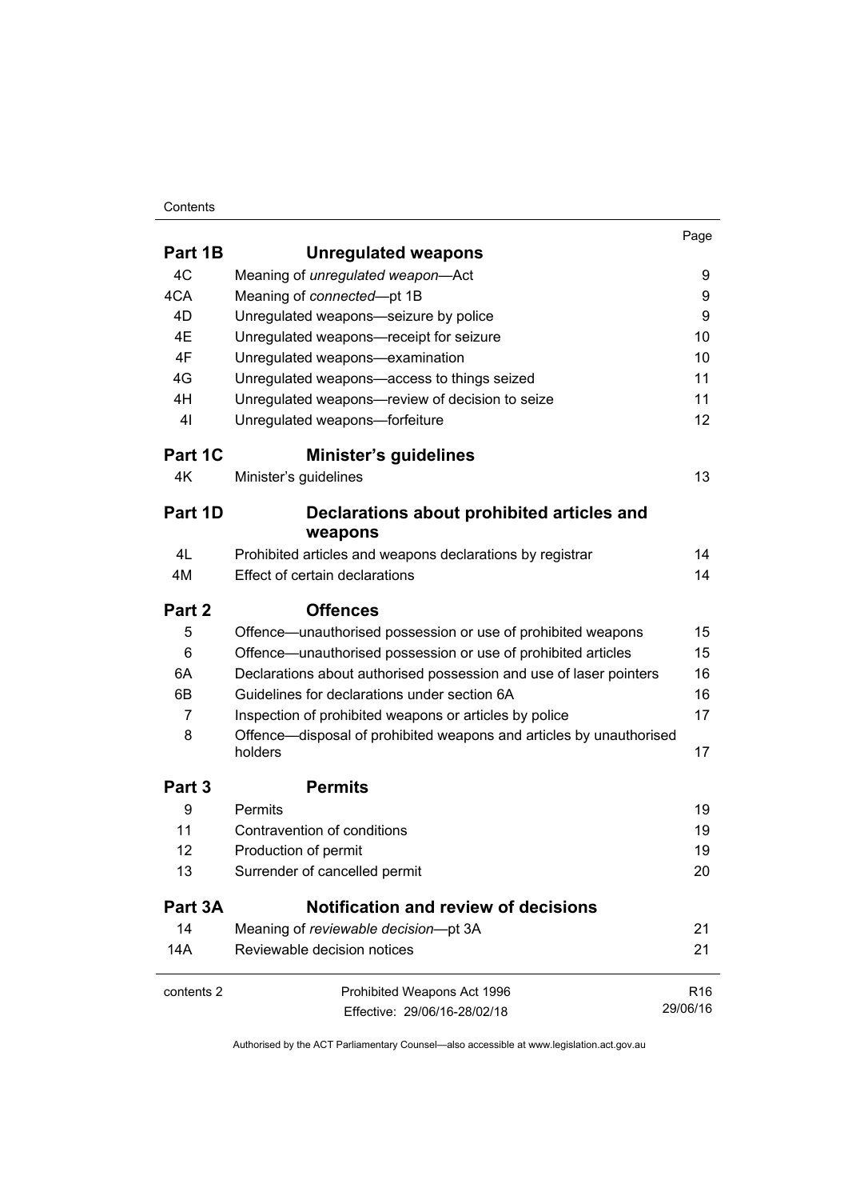| | | Page |
|---|---|---|
| **Part 1B** | **Unregulated weapons** | |
| 4C | Meaning of *unregulated weapon*—Act | 9 |
| 4CA | Meaning of *connected*—pt 1B | 9 |
| 4D | Unregulated weapons—seizure by police | 9 |
| 4E | Unregulated weapons—receipt for seizure | 10 |
| 4F | Unregulated weapons—examination | 10 |
| 4G | Unregulated weapons—access to things seized | 11 |
| 4H | Unregulated weapons—review of decision to seize | 11 |
| 4I | Unregulated weapons—forfeiture | 12 |
| **Part 1C** | **Minister's guidelines** | |
| 4K | Minister's guidelines | 13 |
| **Part 1D** | **Declarations about prohibited articles and weapons** | |
| 4L | Prohibited articles and weapons declarations by registrar | 14 |
| 4M | Effect of certain declarations | 14 |
| **Part 2** | **Offences** | |
| 5 | Offence—unauthorised possession or use of prohibited weapons | 15 |
| 6 | Offence—unauthorised possession or use of prohibited articles | 15 |
| 6A | Declarations about authorised possession and use of laser pointers | 16 |
| 6B | Guidelines for declarations under section 6A | 16 |
| 7 | Inspection of prohibited weapons or articles by police | 17 |
| 8 | Offence—disposal of prohibited weapons and articles by unauthorised holders | 17 |
| **Part 3** | **Permits** | |
| 9 | Permits | 19 |
| 11 | Contravention of conditions | 19 |
| 12 | Production of permit | 19 |
| 13 | Surrender of cancelled permit | 20 |
| **Part 3A** | **Notification and review of decisions** | |
| 14 | Meaning of *reviewable decision*—pt 3A | 21 |
| 14A | Reviewable decision notices | 21 |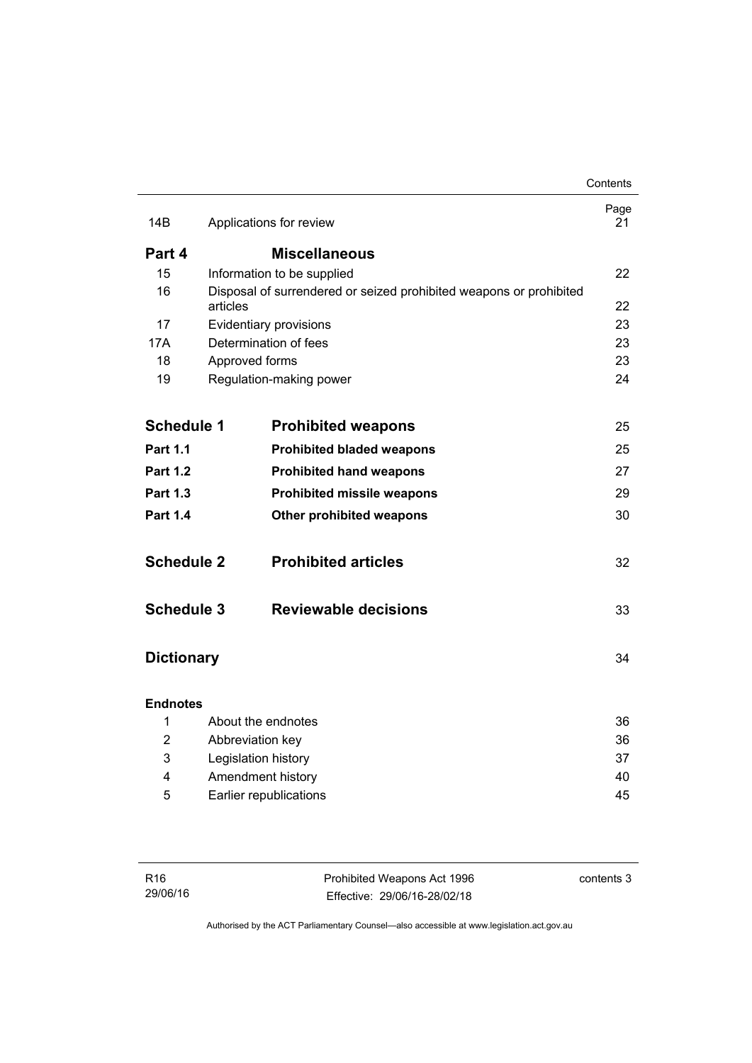| | | Page |
|---|---|---|
| 14B | Applications for review | 21 |
| **Part 4** | **Miscellaneous** | |
| 15 | Information to be supplied | 22 |
| 16 | Disposal of surrendered or seized prohibited weapons or prohibited articles | 22 |
| 17 | Evidentiary provisions | 23 |
| 17A | Determination of fees | 23 |
| 18 | Approved forms | 23 |
| 19 | Regulation-making power | 24 |
| **Schedule 1** | **Prohibited weapons** | 25 |
| **Part 1.1** | **Prohibited bladed weapons** | 25 |
| **Part 1.2** | **Prohibited hand weapons** | 27 |
| **Part 1.3** | **Prohibited missile weapons** | 29 |
| **Part 1.4** | **Other prohibited weapons** | 30 |
| **Schedule 2** | **Prohibited articles** | 32 |
| **Schedule 3** | **Reviewable decisions** | 33 |
| **Dictionary** | | 34 |
| **Endnotes** | | |
| 1 | About the endnotes | 36 |
| 2 | Abbreviation key | 36 |
| 3 | Legislation history | 37 |
| 4 | Amendment history | 40 |
| 5 | Earlier republications | 45 |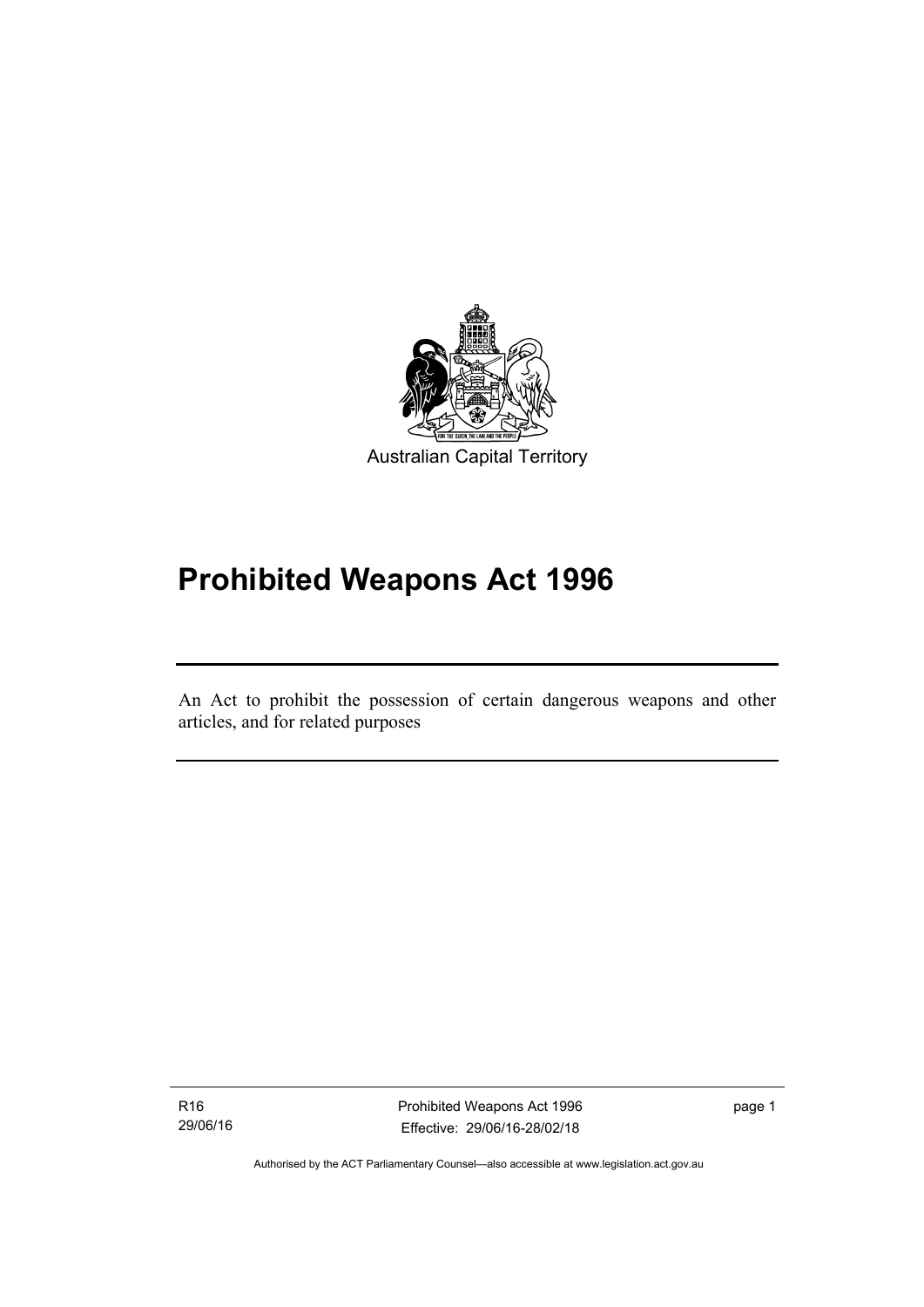Australian Capital Territory

# Prohibited Weapons Act 1996

An Act to prohibit the possession of certain dangerous weapons and other articles, and for related purposes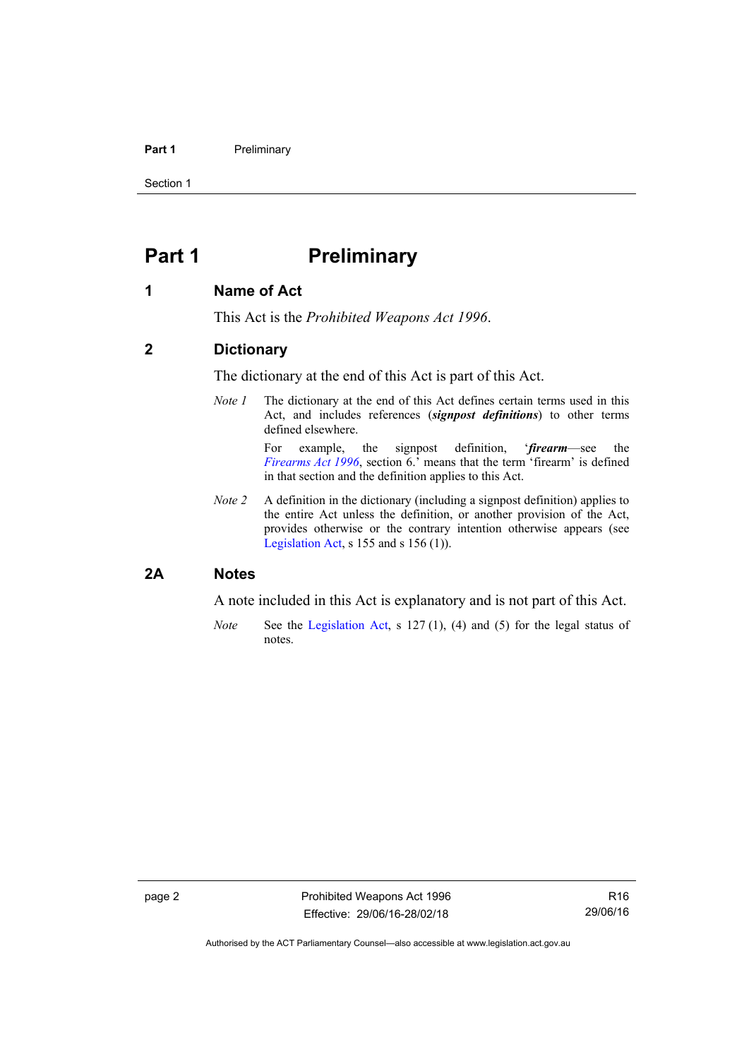# Part 1 Preliminary

## 1 Name of Act

This Act is the *Prohibited Weapons Act 1996*.

## 2 Dictionary

The dictionary at the end of this Act is part of this Act.

*Note 1* The dictionary at the end of this Act defines certain terms used in this Act, and includes references (***signpost definitions***) to other terms defined elsewhere.

For example, the signpost definition, '***firearm***—see the *Firearms Act 1996*, section 6.' means that the term 'firearm' is defined in that section and the definition applies to this Act.

*Note 2* A definition in the dictionary (including a signpost definition) applies to the entire Act unless the definition, or another provision of the Act, provides otherwise or the contrary intention otherwise appears (see Legislation Act, s 155 and s 156 (1)).

## 2A Notes

A note included in this Act is explanatory and is not part of this Act.

*Note* See the Legislation Act, s 127 (1), (4) and (5) for the legal status of notes.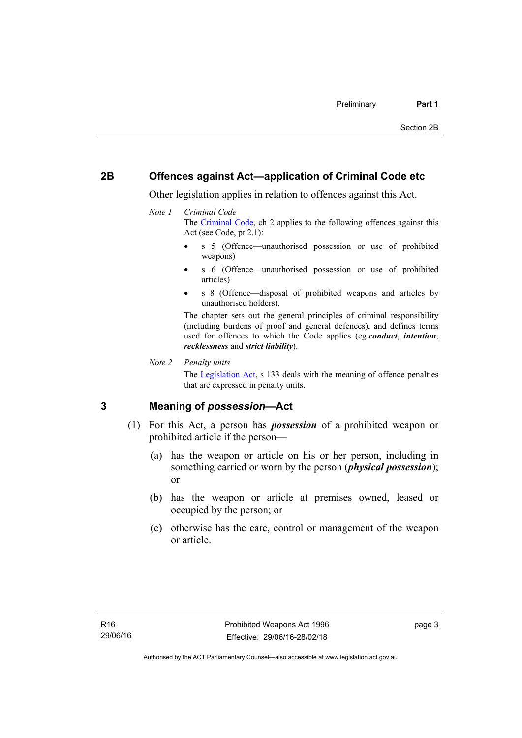## 2B Offences against Act—application of Criminal Code etc

Other legislation applies in relation to offences against this Act.

*Note 1* *Criminal Code*

The Criminal Code, ch 2 applies to the following offences against this Act (see Code, pt 2.1):

- s 5 (Offence—unauthorised possession or use of prohibited weapons)
- s 6 (Offence—unauthorised possession or use of prohibited articles)
- s 8 (Offence—disposal of prohibited weapons and articles by unauthorised holders).

The chapter sets out the general principles of criminal responsibility (including burdens of proof and general defences), and defines terms used for offences to which the Code applies (eg ***conduct***, ***intention***, ***recklessness*** and ***strict liability***).

*Note 2* *Penalty units*

The Legislation Act, s 133 deals with the meaning of offence penalties that are expressed in penalty units.

## 3 Meaning of *possession*—Act

(1) For this Act, a person has ***possession*** of a prohibited weapon or prohibited article if the person—

(a) has the weapon or article on his or her person, including in something carried or worn by the person (***physical possession***); or

(b) has the weapon or article at premises owned, leased or occupied by the person; or

(c) otherwise has the care, control or management of the weapon or article.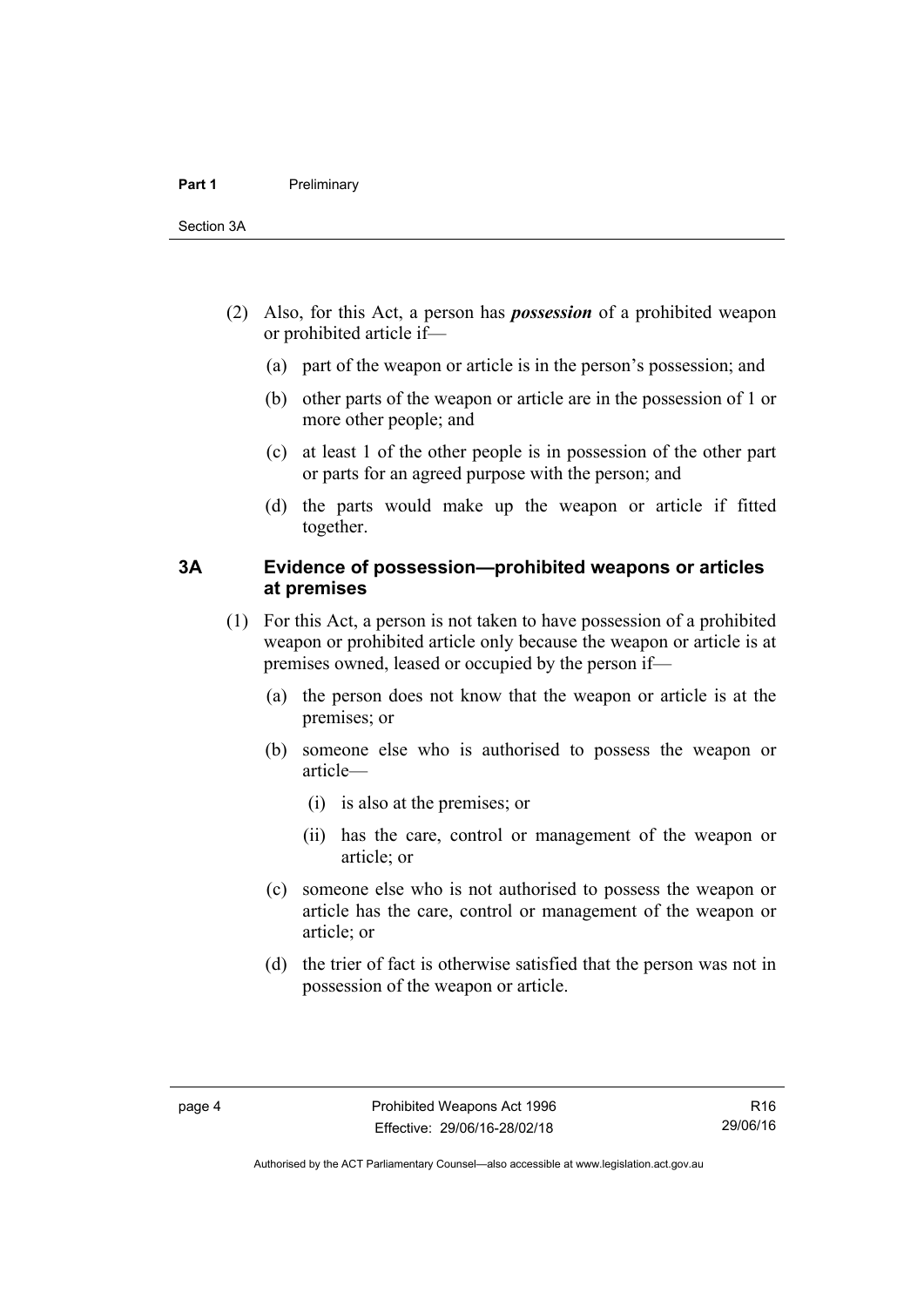(2) Also, for this Act, a person has ***possession*** of a prohibited weapon or prohibited article if—

(a) part of the weapon or article is in the person's possession; and

(b) other parts of the weapon or article are in the possession of 1 or more other people; and

(c) at least 1 of the other people is in possession of the other part or parts for an agreed purpose with the person; and

(d) the parts would make up the weapon or article if fitted together.

### 3A Evidence of possession—prohibited weapons or articles at premises

(1) For this Act, a person is not taken to have possession of a prohibited weapon or prohibited article only because the weapon or article is at premises owned, leased or occupied by the person if—

(a) the person does not know that the weapon or article is at the premises; or

(b) someone else who is authorised to possess the weapon or article—

(i) is also at the premises; or

(ii) has the care, control or management of the weapon or article; or

(c) someone else who is not authorised to possess the weapon or article has the care, control or management of the weapon or article; or

(d) the trier of fact is otherwise satisfied that the person was not in possession of the weapon or article.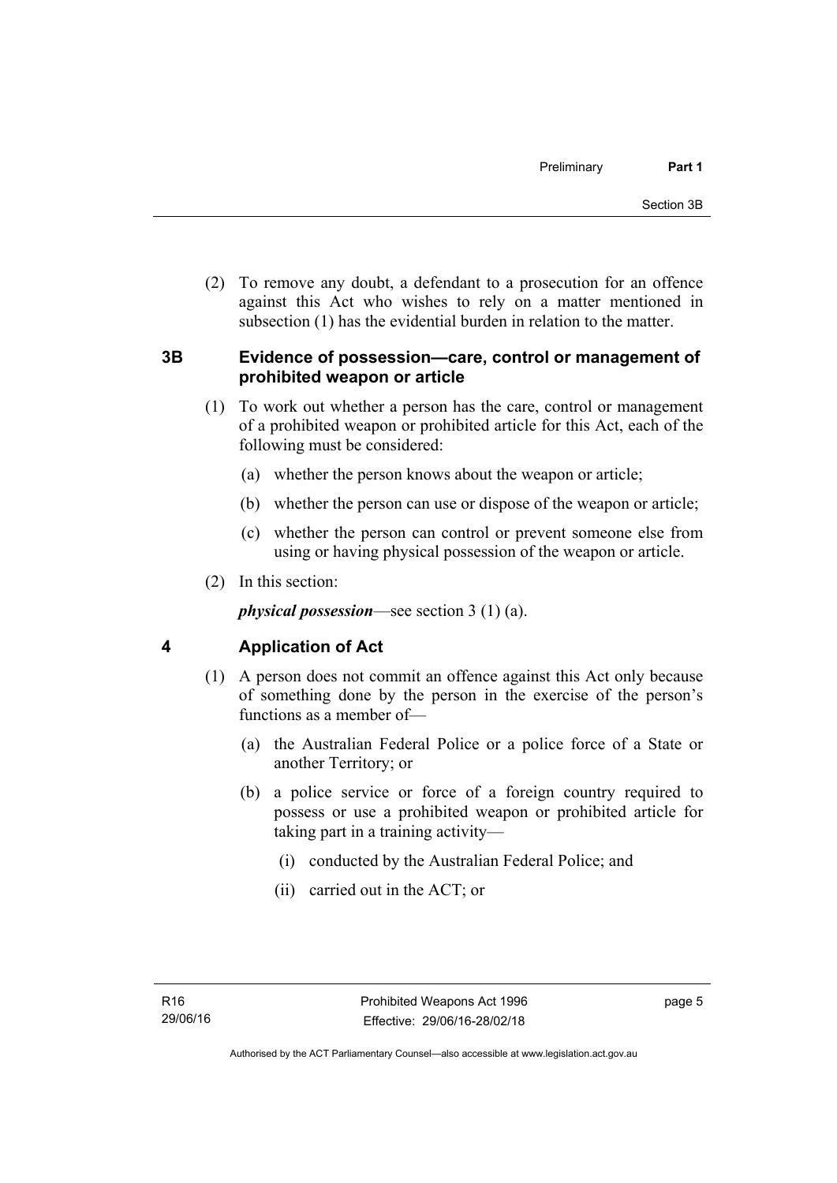(2) To remove any doubt, a defendant to a prosecution for an offence against this Act who wishes to rely on a matter mentioned in subsection (1) has the evidential burden in relation to the matter.

## 3B Evidence of possession—care, control or management of prohibited weapon or article

(1) To work out whether a person has the care, control or management of a prohibited weapon or prohibited article for this Act, each of the following must be considered:

(a) whether the person knows about the weapon or article;

(b) whether the person can use or dispose of the weapon or article;

(c) whether the person can control or prevent someone else from using or having physical possession of the weapon or article.

(2) In this section:

***physical possession***—see section 3 (1) (a).

## 4 Application of Act

(1) A person does not commit an offence against this Act only because of something done by the person in the exercise of the person's functions as a member of—

(a) the Australian Federal Police or a police force of a State or another Territory; or

(b) a police service or force of a foreign country required to possess or use a prohibited weapon or prohibited article for taking part in a training activity—

(i) conducted by the Australian Federal Police; and

(ii) carried out in the ACT; or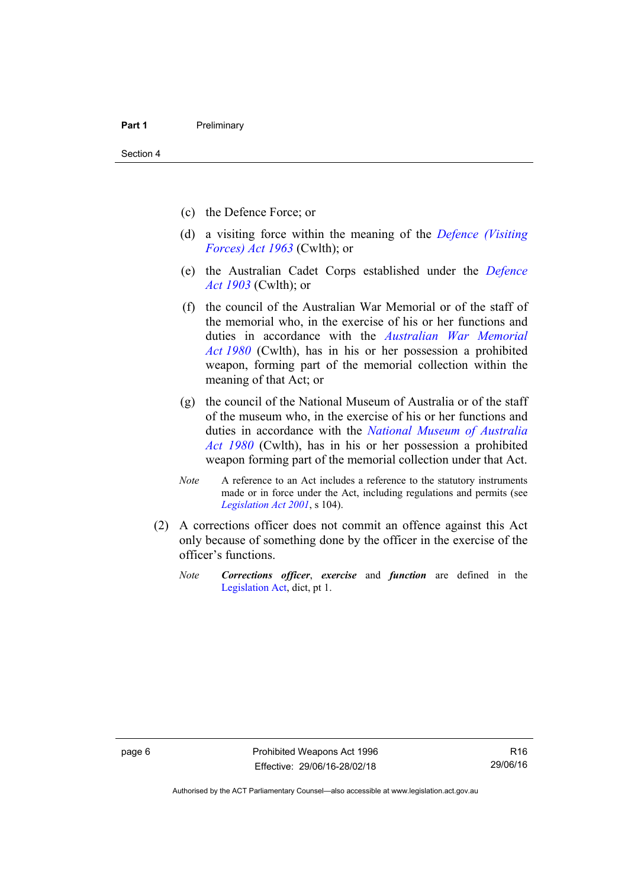(c) the Defence Force; or

(d) a visiting force within the meaning of the *Defence (Visiting Forces) Act 1963* (Cwlth); or

(e) the Australian Cadet Corps established under the *Defence Act 1903* (Cwlth); or

(f) the council of the Australian War Memorial or of the staff of the memorial who, in the exercise of his or her functions and duties in accordance with the *Australian War Memorial Act 1980* (Cwlth), has in his or her possession a prohibited weapon, forming part of the memorial collection within the meaning of that Act; or

(g) the council of the National Museum of Australia or of the staff of the museum who, in the exercise of his or her functions and duties in accordance with the *National Museum of Australia Act 1980* (Cwlth), has in his or her possession a prohibited weapon forming part of the memorial collection under that Act.

*Note* A reference to an Act includes a reference to the statutory instruments made or in force under the Act, including regulations and permits (see *Legislation Act 2001*, s 104).

(2) A corrections officer does not commit an offence against this Act only because of something done by the officer in the exercise of the officer's functions.

*Note* ***Corrections officer***, ***exercise*** and ***function*** are defined in the Legislation Act, dict, pt 1.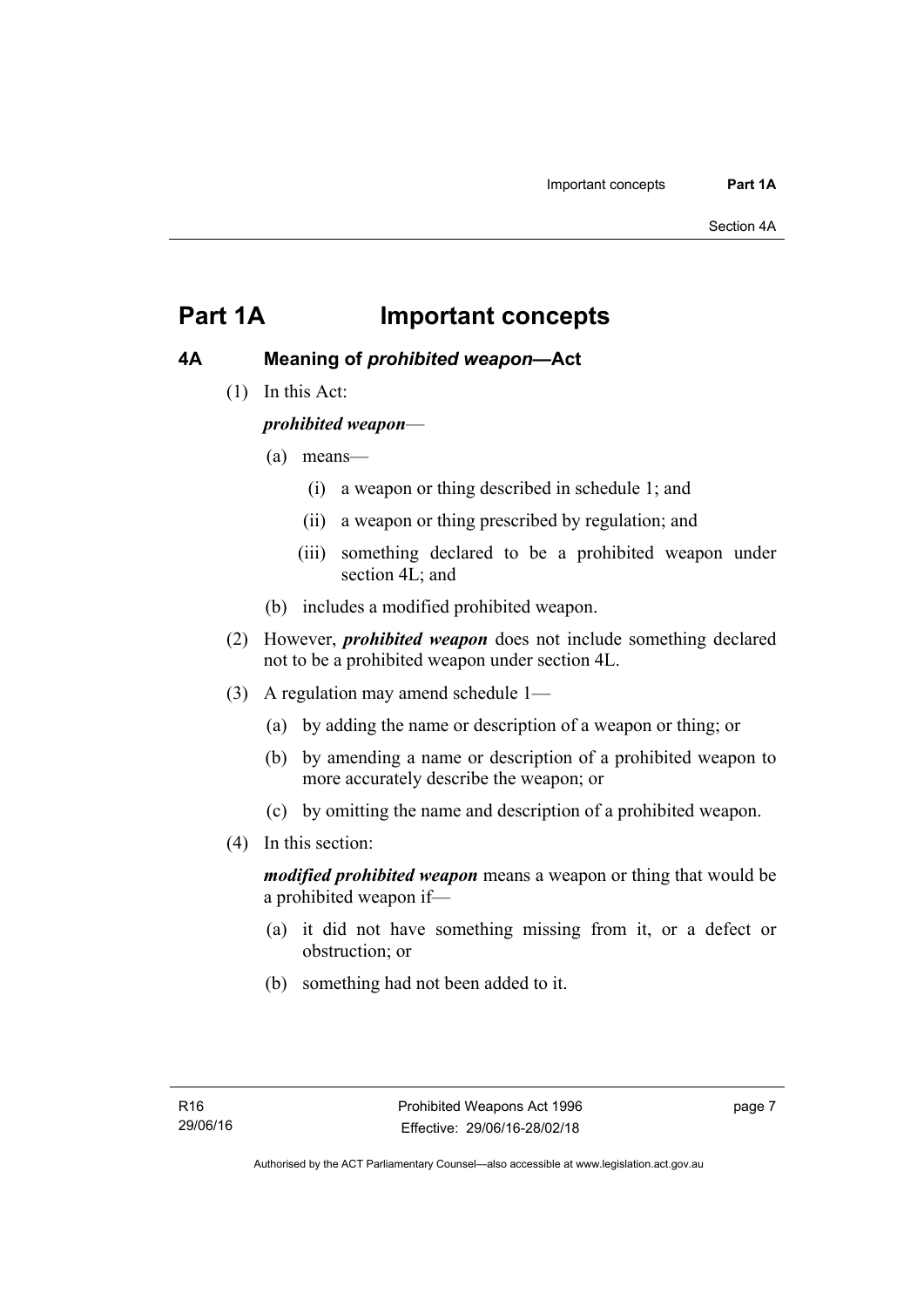# Part 1A Important concepts

## 4A Meaning of *prohibited weapon*—Act

(1) In this Act:

***prohibited weapon***—

(a) means—

(i) a weapon or thing described in schedule 1; and

(ii) a weapon or thing prescribed by regulation; and

(iii) something declared to be a prohibited weapon under section 4L; and

(b) includes a modified prohibited weapon.

(2) However, ***prohibited weapon*** does not include something declared not to be a prohibited weapon under section 4L.

(3) A regulation may amend schedule 1—

(a) by adding the name or description of a weapon or thing; or

(b) by amending a name or description of a prohibited weapon to more accurately describe the weapon; or

(c) by omitting the name and description of a prohibited weapon.

(4) In this section:

***modified prohibited weapon*** means a weapon or thing that would be a prohibited weapon if—

(a) it did not have something missing from it, or a defect or obstruction; or

(b) something had not been added to it.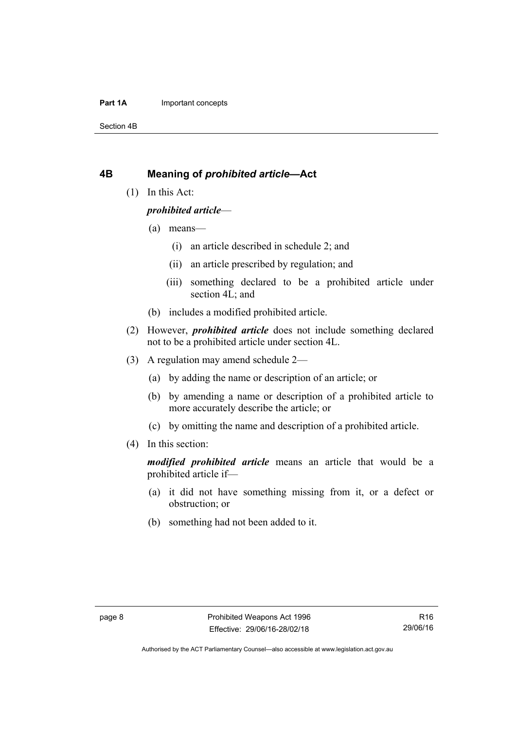## 4B Meaning of *prohibited article*—Act

(1) In this Act:

***prohibited article***—

(a) means—

(i) an article described in schedule 2; and

(ii) an article prescribed by regulation; and

(iii) something declared to be a prohibited article under section 4L; and

(b) includes a modified prohibited article.

(2) However, ***prohibited article*** does not include something declared not to be a prohibited article under section 4L.

(3) A regulation may amend schedule 2—

(a) by adding the name or description of an article; or

(b) by amending a name or description of a prohibited article to more accurately describe the article; or

(c) by omitting the name and description of a prohibited article.

(4) In this section:

***modified prohibited article*** means an article that would be a prohibited article if—

(a) it did not have something missing from it, or a defect or obstruction; or

(b) something had not been added to it.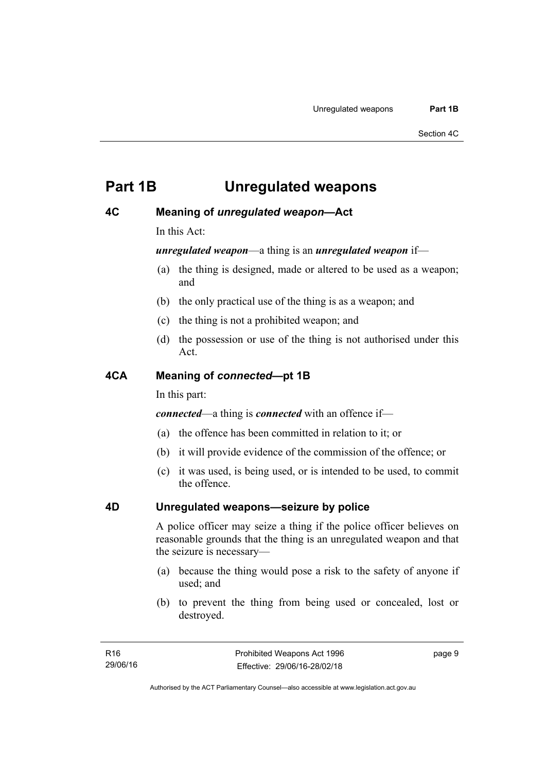# Part 1B Unregulated weapons

## 4C Meaning of *unregulated weapon*—Act

In this Act:

***unregulated weapon***—a thing is an ***unregulated weapon*** if—

(a) the thing is designed, made or altered to be used as a weapon; and

(b) the only practical use of the thing is as a weapon; and

(c) the thing is not a prohibited weapon; and

(d) the possession or use of the thing is not authorised under this Act.

## 4CA Meaning of *connected*—pt 1B

In this part:

***connected***—a thing is ***connected*** with an offence if—

(a) the offence has been committed in relation to it; or

(b) it will provide evidence of the commission of the offence; or

(c) it was used, is being used, or is intended to be used, to commit the offence.

## 4D Unregulated weapons—seizure by police

A police officer may seize a thing if the police officer believes on reasonable grounds that the thing is an unregulated weapon and that the seizure is necessary—

(a) because the thing would pose a risk to the safety of anyone if used; and

(b) to prevent the thing from being used or concealed, lost or destroyed.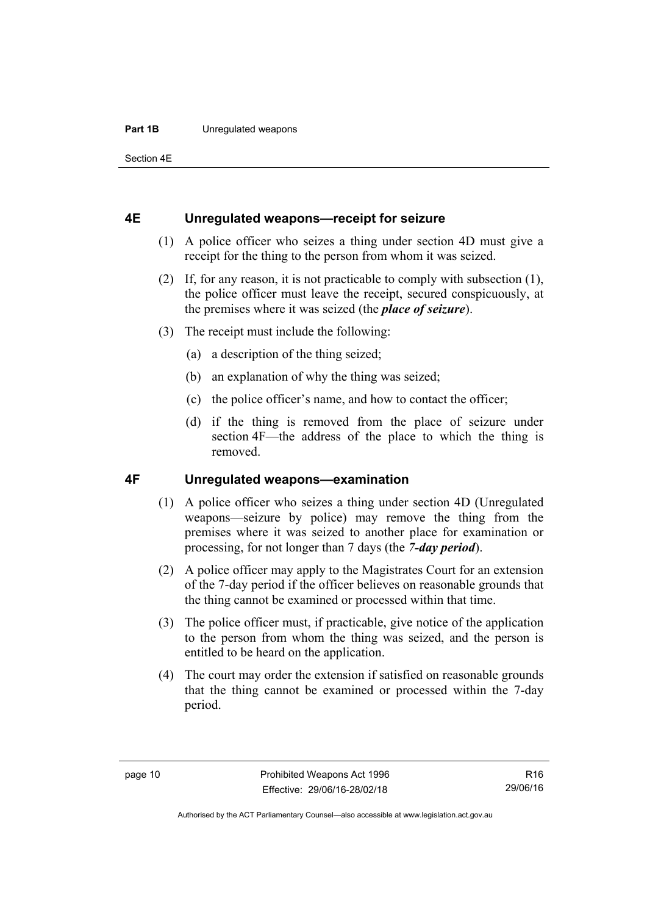## 4E Unregulated weapons—receipt for seizure

(1) A police officer who seizes a thing under section 4D must give a receipt for the thing to the person from whom it was seized.

(2) If, for any reason, it is not practicable to comply with subsection (1), the police officer must leave the receipt, secured conspicuously, at the premises where it was seized (the ***place of seizure***).

(3) The receipt must include the following:

(a) a description of the thing seized;

(b) an explanation of why the thing was seized;

(c) the police officer's name, and how to contact the officer;

(d) if the thing is removed from the place of seizure under section 4F—the address of the place to which the thing is removed.

## 4F Unregulated weapons—examination

(1) A police officer who seizes a thing under section 4D (Unregulated weapons—seizure by police) may remove the thing from the premises where it was seized to another place for examination or processing, for not longer than 7 days (the ***7-day period***).

(2) A police officer may apply to the Magistrates Court for an extension of the 7-day period if the officer believes on reasonable grounds that the thing cannot be examined or processed within that time.

(3) The police officer must, if practicable, give notice of the application to the person from whom the thing was seized, and the person is entitled to be heard on the application.

(4) The court may order the extension if satisfied on reasonable grounds that the thing cannot be examined or processed within the 7-day period.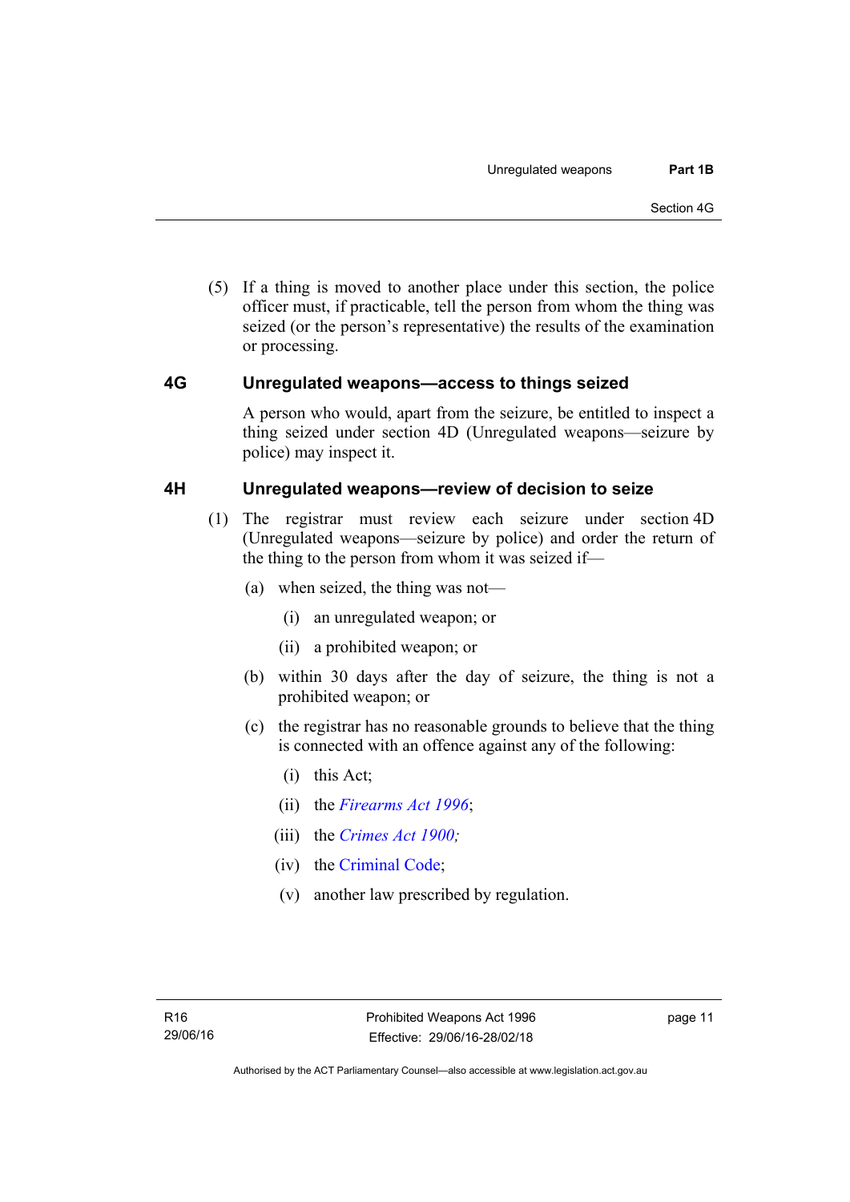(5) If a thing is moved to another place under this section, the police officer must, if practicable, tell the person from whom the thing was seized (or the person's representative) the results of the examination or processing.

## 4G Unregulated weapons—access to things seized

A person who would, apart from the seizure, be entitled to inspect a thing seized under section 4D (Unregulated weapons—seizure by police) may inspect it.

## 4H Unregulated weapons—review of decision to seize

(1) The registrar must review each seizure under section 4D (Unregulated weapons—seizure by police) and order the return of the thing to the person from whom it was seized if—

(a) when seized, the thing was not—

(i) an unregulated weapon; or

(ii) a prohibited weapon; or

(b) within 30 days after the day of seizure, the thing is not a prohibited weapon; or

(c) the registrar has no reasonable grounds to believe that the thing is connected with an offence against any of the following:

(i) this Act;

(ii) the *Firearms Act 1996*;

(iii) the *Crimes Act 1900;*

(iv) the Criminal Code;

(v) another law prescribed by regulation.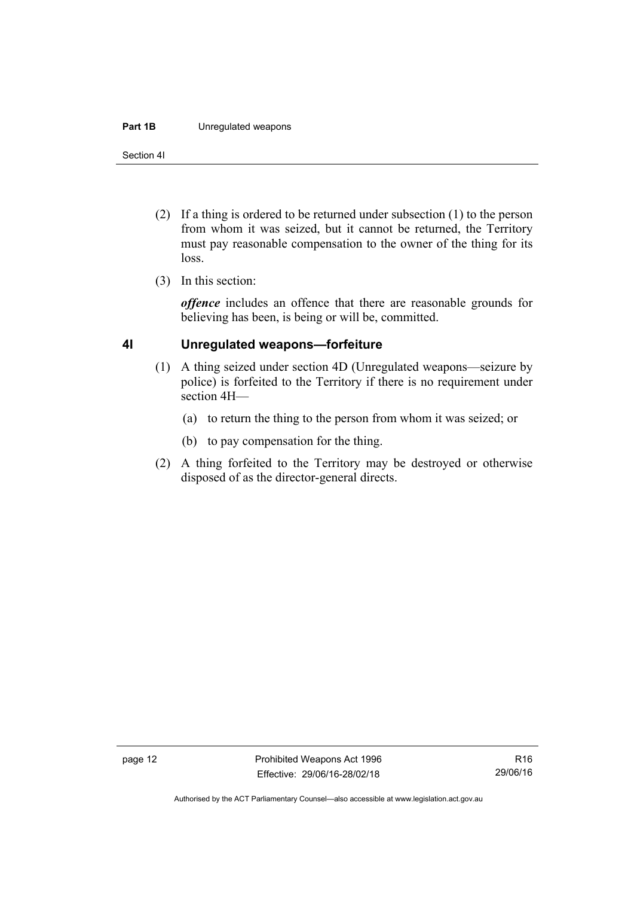(2) If a thing is ordered to be returned under subsection (1) to the person from whom it was seized, but it cannot be returned, the Territory must pay reasonable compensation to the owner of the thing for its loss.

(3) In this section:

***offence*** includes an offence that there are reasonable grounds for believing has been, is being or will be, committed.

## 4I Unregulated weapons—forfeiture

(1) A thing seized under section 4D (Unregulated weapons—seizure by police) is forfeited to the Territory if there is no requirement under section 4H—

(a) to return the thing to the person from whom it was seized; or

(b) to pay compensation for the thing.

(2) A thing forfeited to the Territory may be destroyed or otherwise disposed of as the director-general directs.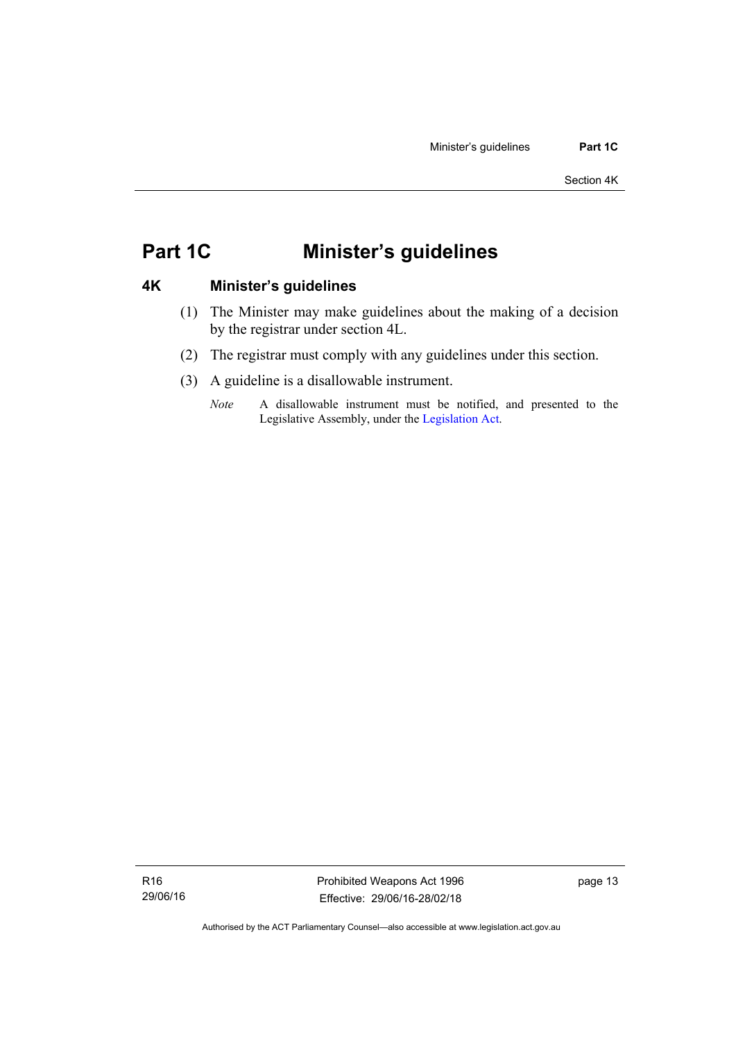# Part 1C Minister's guidelines

## 4K Minister's guidelines

(1) The Minister may make guidelines about the making of a decision by the registrar under section 4L.

(2) The registrar must comply with any guidelines under this section.

(3) A guideline is a disallowable instrument.

*Note* A disallowable instrument must be notified, and presented to the Legislative Assembly, under the Legislation Act.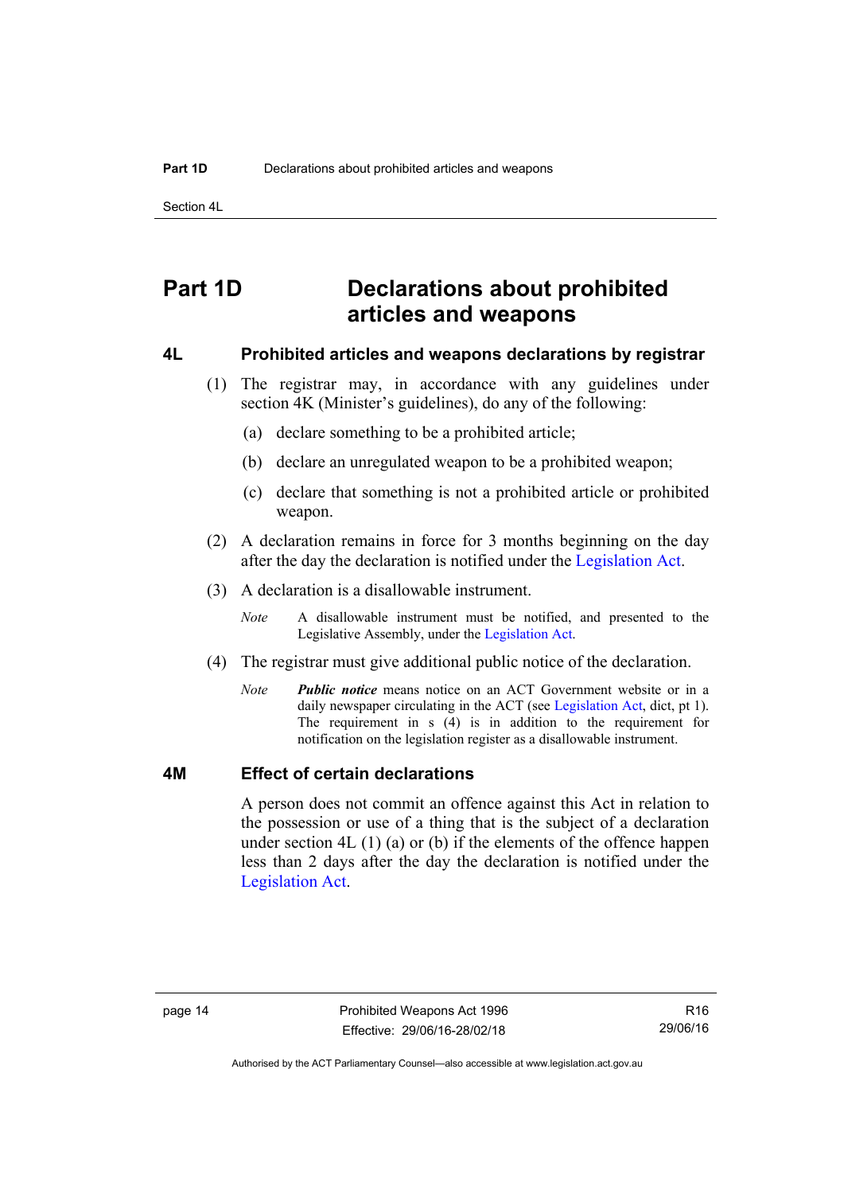# Part 1D Declarations about prohibited articles and weapons

## 4L Prohibited articles and weapons declarations by registrar

(1) The registrar may, in accordance with any guidelines under section 4K (Minister's guidelines), do any of the following:

(a) declare something to be a prohibited article;

(b) declare an unregulated weapon to be a prohibited weapon;

(c) declare that something is not a prohibited article or prohibited weapon.

(2) A declaration remains in force for 3 months beginning on the day after the day the declaration is notified under the Legislation Act.

(3) A declaration is a disallowable instrument.

*Note* A disallowable instrument must be notified, and presented to the Legislative Assembly, under the Legislation Act.

(4) The registrar must give additional public notice of the declaration.

*Note* ***Public notice*** means notice on an ACT Government website or in a daily newspaper circulating in the ACT (see Legislation Act, dict, pt 1). The requirement in s (4) is in addition to the requirement for notification on the legislation register as a disallowable instrument.

## 4M Effect of certain declarations

A person does not commit an offence against this Act in relation to the possession or use of a thing that is the subject of a declaration under section 4L (1) (a) or (b) if the elements of the offence happen less than 2 days after the day the declaration is notified under the Legislation Act.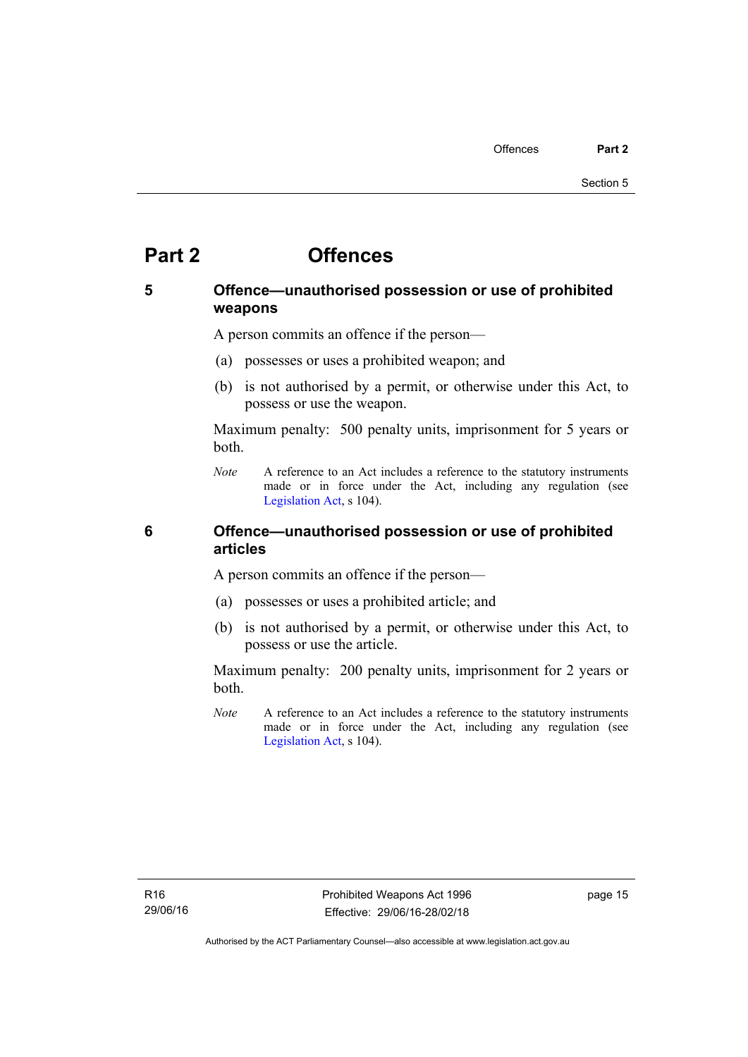# Part 2 Offences

## 5 Offence—unauthorised possession or use of prohibited weapons

A person commits an offence if the person—

(a) possesses or uses a prohibited weapon; and

(b) is not authorised by a permit, or otherwise under this Act, to possess or use the weapon.

Maximum penalty: 500 penalty units, imprisonment for 5 years or both.

*Note* A reference to an Act includes a reference to the statutory instruments made or in force under the Act, including any regulation (see Legislation Act, s 104).

## 6 Offence—unauthorised possession or use of prohibited articles

A person commits an offence if the person—

(a) possesses or uses a prohibited article; and

(b) is not authorised by a permit, or otherwise under this Act, to possess or use the article.

Maximum penalty: 200 penalty units, imprisonment for 2 years or both.

*Note* A reference to an Act includes a reference to the statutory instruments made or in force under the Act, including any regulation (see Legislation Act, s 104).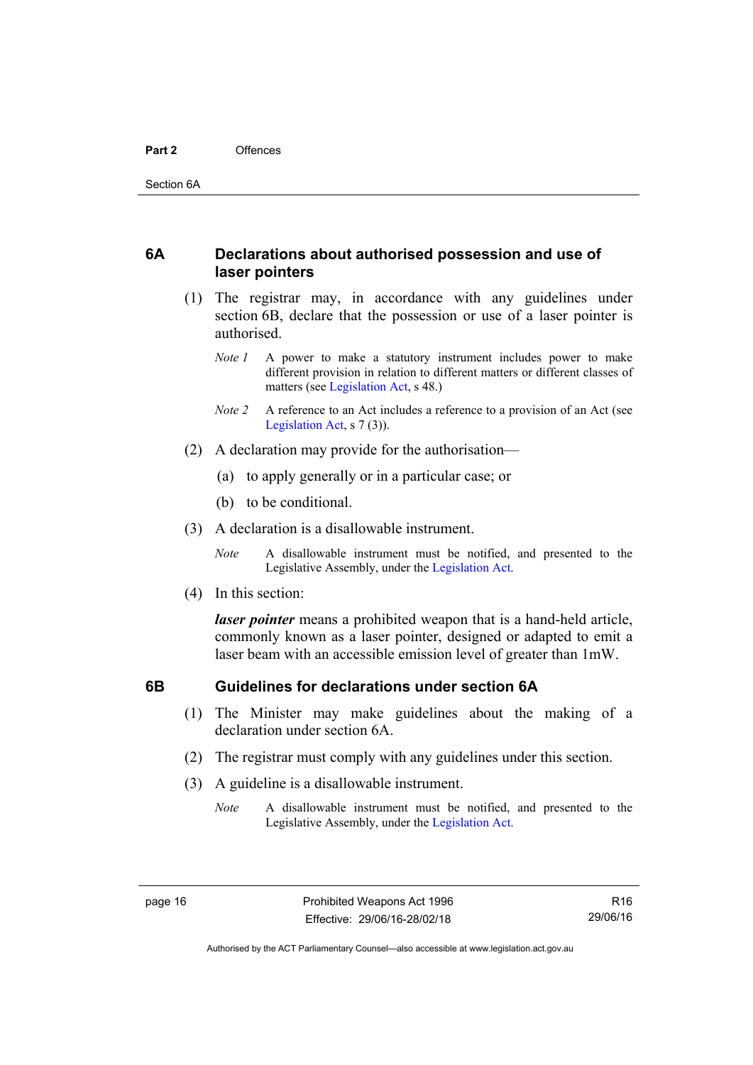## 6A Declarations about authorised possession and use of laser pointers

(1) The registrar may, in accordance with any guidelines under section 6B, declare that the possession or use of a laser pointer is authorised.

*Note 1* A power to make a statutory instrument includes power to make different provision in relation to different matters or different classes of matters (see Legislation Act, s 48.)

*Note 2* A reference to an Act includes a reference to a provision of an Act (see Legislation Act, s 7 (3)).

(2) A declaration may provide for the authorisation—

(a) to apply generally or in a particular case; or

(b) to be conditional.

(3) A declaration is a disallowable instrument.

*Note* A disallowable instrument must be notified, and presented to the Legislative Assembly, under the Legislation Act.

(4) In this section:

***laser pointer*** means a prohibited weapon that is a hand-held article, commonly known as a laser pointer, designed or adapted to emit a laser beam with an accessible emission level of greater than 1mW.

## 6B Guidelines for declarations under section 6A

(1) The Minister may make guidelines about the making of a declaration under section 6A.

(2) The registrar must comply with any guidelines under this section.

(3) A guideline is a disallowable instrument.

*Note* A disallowable instrument must be notified, and presented to the Legislative Assembly, under the Legislation Act.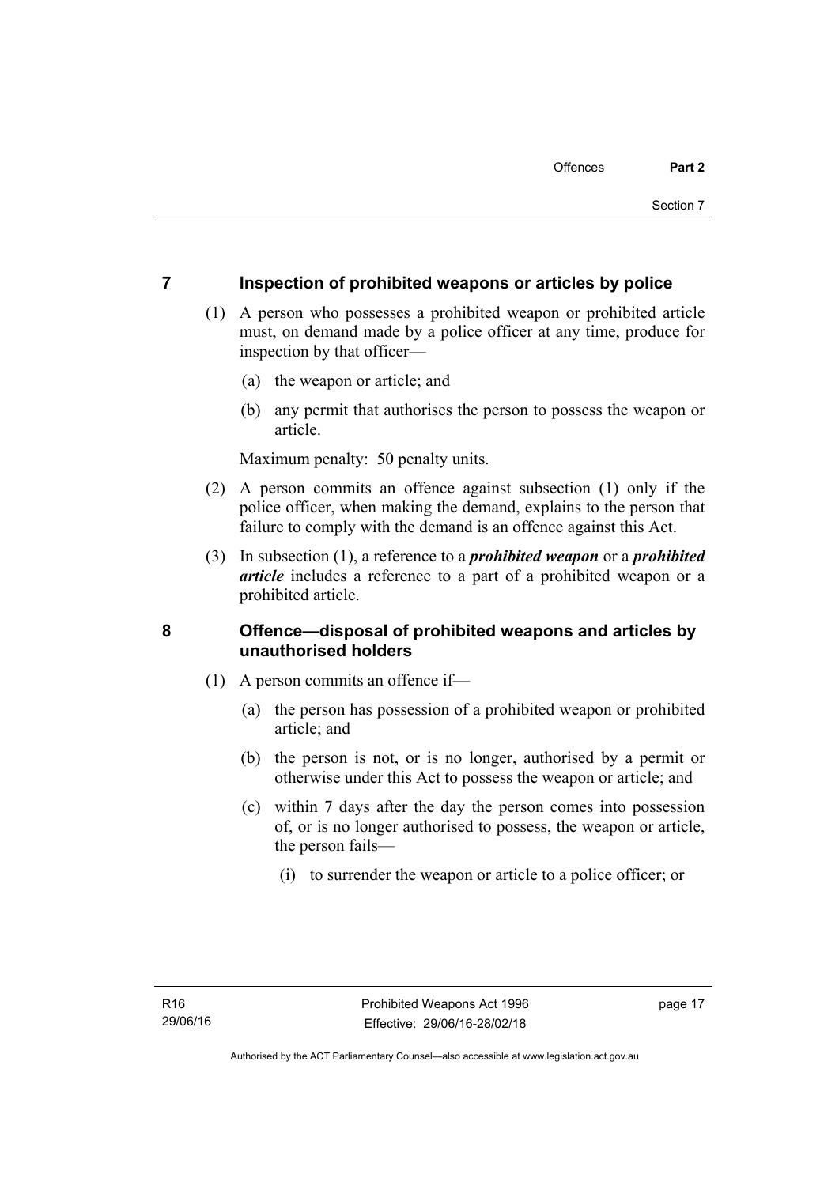## 7 Inspection of prohibited weapons or articles by police

(1) A person who possesses a prohibited weapon or prohibited article must, on demand made by a police officer at any time, produce for inspection by that officer—

(a) the weapon or article; and

(b) any permit that authorises the person to possess the weapon or article.

Maximum penalty: 50 penalty units.

(2) A person commits an offence against subsection (1) only if the police officer, when making the demand, explains to the person that failure to comply with the demand is an offence against this Act.

(3) In subsection (1), a reference to a ***prohibited weapon*** or a ***prohibited article*** includes a reference to a part of a prohibited weapon or a prohibited article.

## 8 Offence—disposal of prohibited weapons and articles by unauthorised holders

(1) A person commits an offence if—

(a) the person has possession of a prohibited weapon or prohibited article; and

(b) the person is not, or is no longer, authorised by a permit or otherwise under this Act to possess the weapon or article; and

(c) within 7 days after the day the person comes into possession of, or is no longer authorised to possess, the weapon or article, the person fails—

(i) to surrender the weapon or article to a police officer; or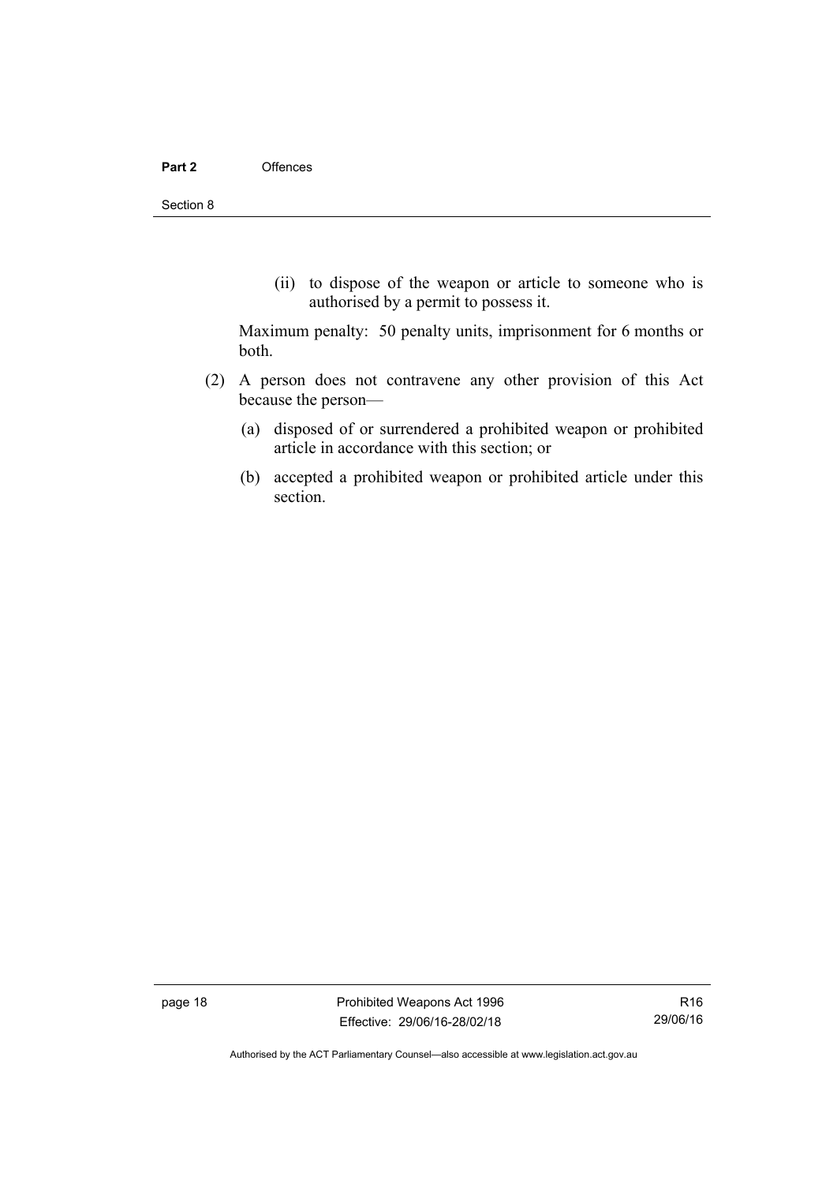(ii) to dispose of the weapon or article to someone who is authorised by a permit to possess it.

Maximum penalty: 50 penalty units, imprisonment for 6 months or both.

(2) A person does not contravene any other provision of this Act because the person—

(a) disposed of or surrendered a prohibited weapon or prohibited article in accordance with this section; or

(b) accepted a prohibited weapon or prohibited article under this section.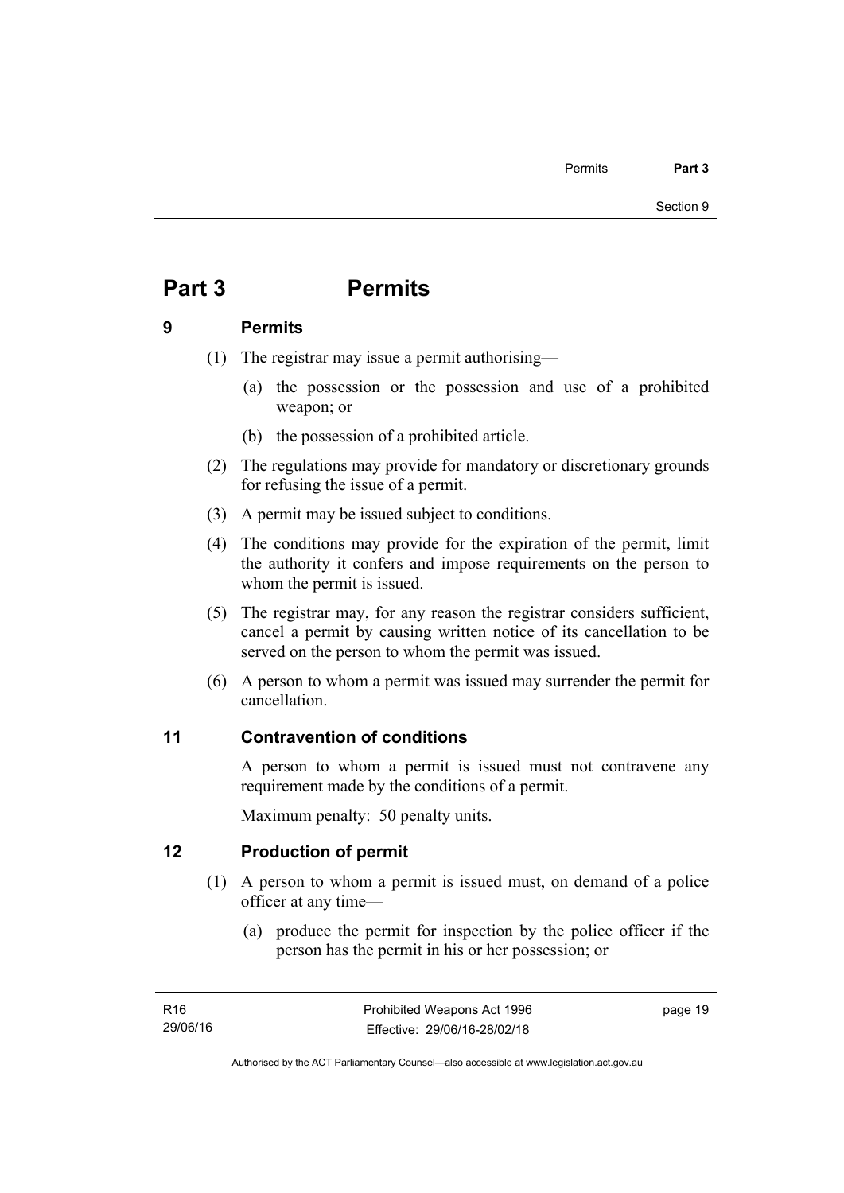# Part 3 Permits

## 9 Permits

(1) The registrar may issue a permit authorising—

(a) the possession or the possession and use of a prohibited weapon; or

(b) the possession of a prohibited article.

(2) The regulations may provide for mandatory or discretionary grounds for refusing the issue of a permit.

(3) A permit may be issued subject to conditions.

(4) The conditions may provide for the expiration of the permit, limit the authority it confers and impose requirements on the person to whom the permit is issued.

(5) The registrar may, for any reason the registrar considers sufficient, cancel a permit by causing written notice of its cancellation to be served on the person to whom the permit was issued.

(6) A person to whom a permit was issued may surrender the permit for cancellation.

## 11 Contravention of conditions

A person to whom a permit is issued must not contravene any requirement made by the conditions of a permit.

Maximum penalty: 50 penalty units.

## 12 Production of permit

(1) A person to whom a permit is issued must, on demand of a police officer at any time—

(a) produce the permit for inspection by the police officer if the person has the permit in his or her possession; or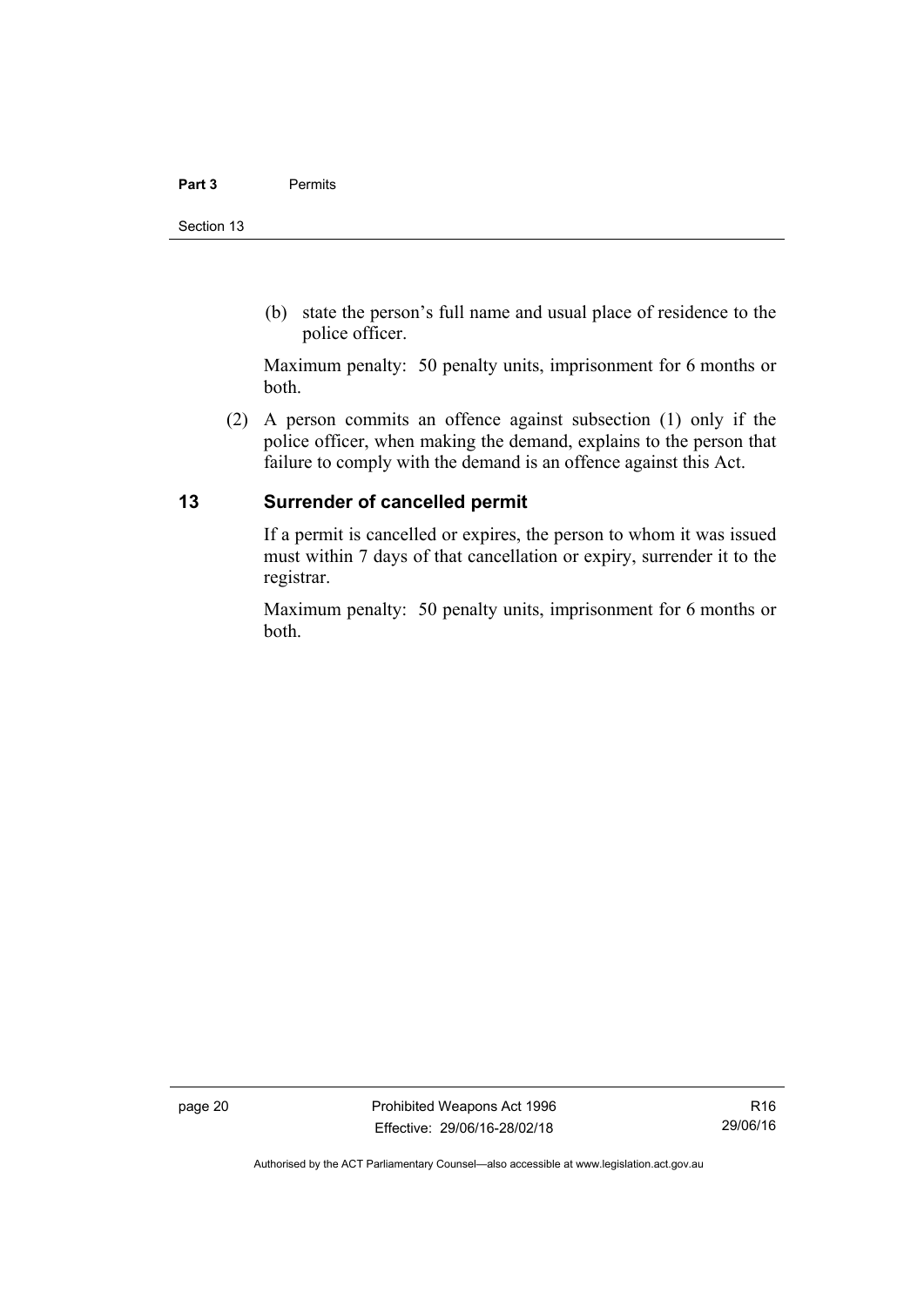(b) state the person's full name and usual place of residence to the police officer.

Maximum penalty: 50 penalty units, imprisonment for 6 months or both.

(2) A person commits an offence against subsection (1) only if the police officer, when making the demand, explains to the person that failure to comply with the demand is an offence against this Act.

## 13 Surrender of cancelled permit

If a permit is cancelled or expires, the person to whom it was issued must within 7 days of that cancellation or expiry, surrender it to the registrar.

Maximum penalty: 50 penalty units, imprisonment for 6 months or both.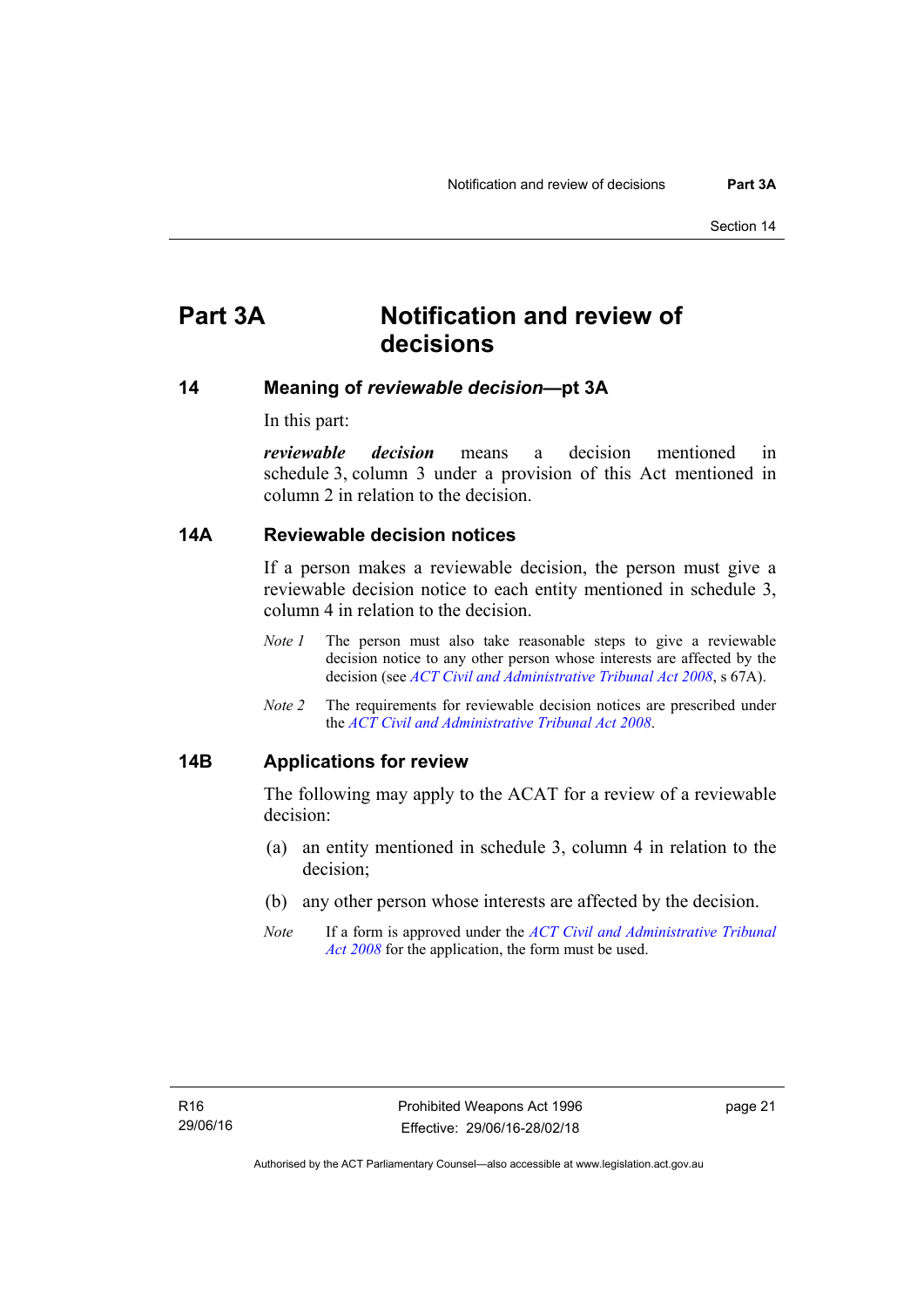# Part 3A Notification and review of decisions

## 14 Meaning of *reviewable decision*—pt 3A

In this part:

***reviewable decision*** means a decision mentioned in schedule 3, column 3 under a provision of this Act mentioned in column 2 in relation to the decision.

## 14A Reviewable decision notices

If a person makes a reviewable decision, the person must give a reviewable decision notice to each entity mentioned in schedule 3, column 4 in relation to the decision.

*Note 1* The person must also take reasonable steps to give a reviewable decision notice to any other person whose interests are affected by the decision (see *ACT Civil and Administrative Tribunal Act 2008*, s 67A).

*Note 2* The requirements for reviewable decision notices are prescribed under the *ACT Civil and Administrative Tribunal Act 2008*.

## 14B Applications for review

The following may apply to the ACAT for a review of a reviewable decision:

(a) an entity mentioned in schedule 3, column 4 in relation to the decision;

(b) any other person whose interests are affected by the decision.

*Note* If a form is approved under the *ACT Civil and Administrative Tribunal Act 2008* for the application, the form must be used.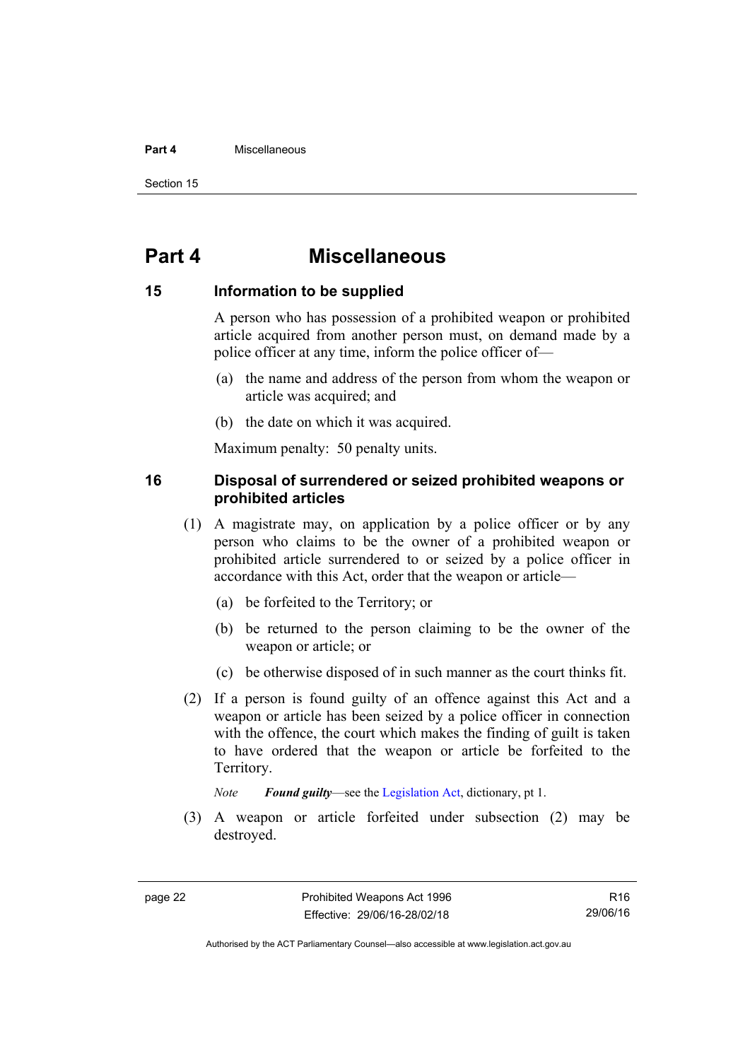# Part 4 Miscellaneous

## 15 Information to be supplied

A person who has possession of a prohibited weapon or prohibited article acquired from another person must, on demand made by a police officer at any time, inform the police officer of—

(a) the name and address of the person from whom the weapon or article was acquired; and

(b) the date on which it was acquired.

Maximum penalty: 50 penalty units.

## 16 Disposal of surrendered or seized prohibited weapons or prohibited articles

(1) A magistrate may, on application by a police officer or by any person who claims to be the owner of a prohibited weapon or prohibited article surrendered to or seized by a police officer in accordance with this Act, order that the weapon or article—

(a) be forfeited to the Territory; or

(b) be returned to the person claiming to be the owner of the weapon or article; or

(c) be otherwise disposed of in such manner as the court thinks fit.

(2) If a person is found guilty of an offence against this Act and a weapon or article has been seized by a police officer in connection with the offence, the court which makes the finding of guilt is taken to have ordered that the weapon or article be forfeited to the Territory.

*Note* ***Found guilty***—see the Legislation Act, dictionary, pt 1.

(3) A weapon or article forfeited under subsection (2) may be destroyed.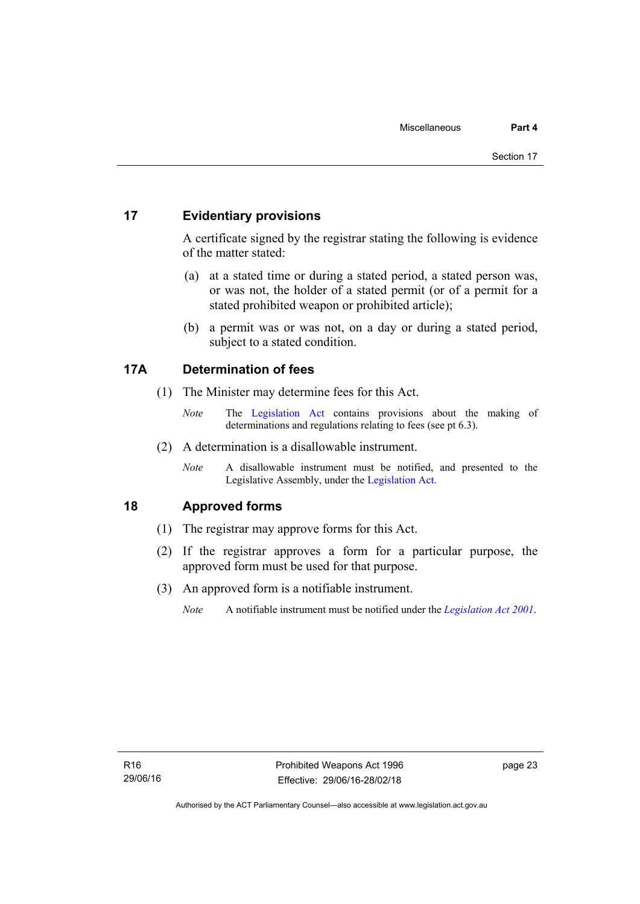## 17 Evidentiary provisions

A certificate signed by the registrar stating the following is evidence of the matter stated:

(a) at a stated time or during a stated period, a stated person was, or was not, the holder of a stated permit (or of a permit for a stated prohibited weapon or prohibited article);

(b) a permit was or was not, on a day or during a stated period, subject to a stated condition.

## 17A Determination of fees

(1) The Minister may determine fees for this Act.

*Note* The Legislation Act contains provisions about the making of determinations and regulations relating to fees (see pt 6.3).

(2) A determination is a disallowable instrument.

*Note* A disallowable instrument must be notified, and presented to the Legislative Assembly, under the Legislation Act.

## 18 Approved forms

(1) The registrar may approve forms for this Act.

(2) If the registrar approves a form for a particular purpose, the approved form must be used for that purpose.

(3) An approved form is a notifiable instrument.

*Note* A notifiable instrument must be notified under the *Legislation Act 2001*.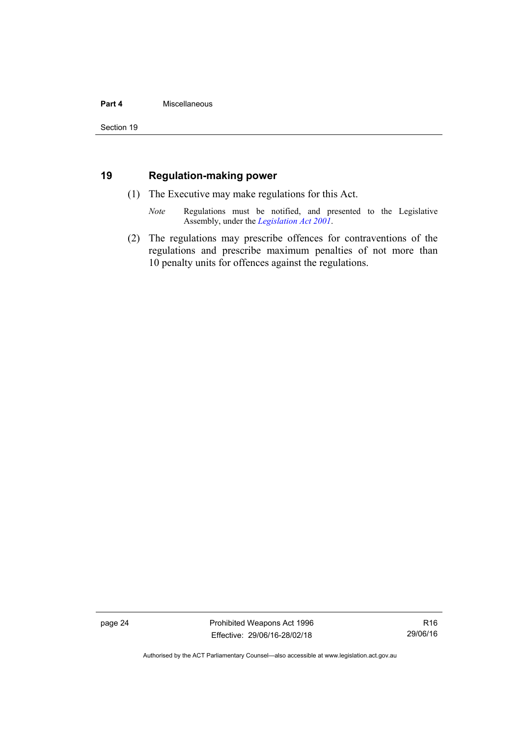## 19 Regulation-making power

(1) The Executive may make regulations for this Act.

*Note* Regulations must be notified, and presented to the Legislative Assembly, under the *Legislation Act 2001*.

(2) The regulations may prescribe offences for contraventions of the regulations and prescribe maximum penalties of not more than 10 penalty units for offences against the regulations.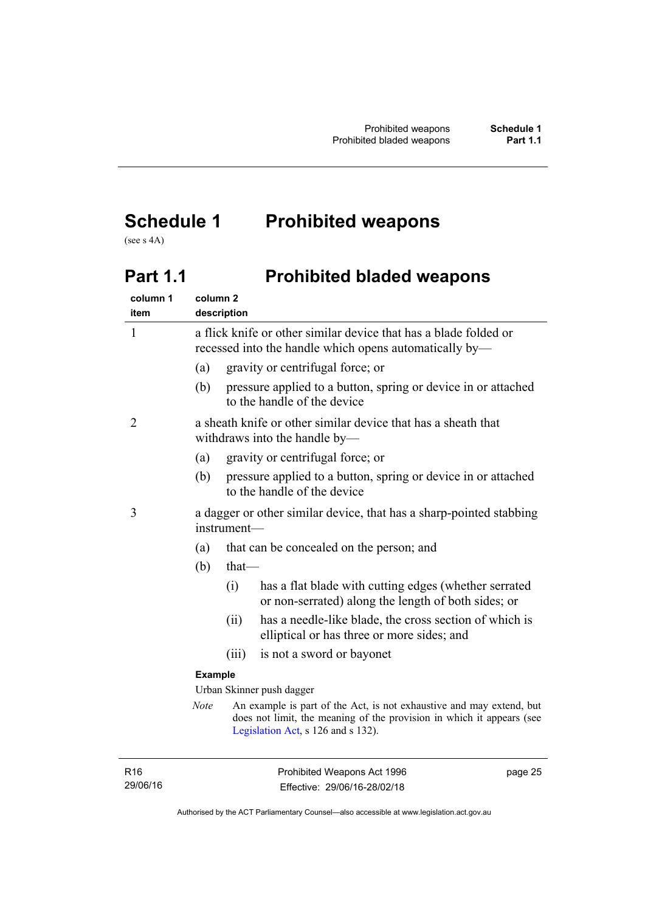# Schedule 1 Prohibited weapons

(see s 4A)

## Part 1.1 Prohibited bladed weapons

| column 1<br>item | column 2<br>description |
|---|---|
| 1 | a flick knife or other similar device that has a blade folded or recessed into the handle which opens automatically by—<br>(a) gravity or centrifugal force; or<br>(b) pressure applied to a button, spring or device in or attached to the handle of the device |
| 2 | a sheath knife or other similar device that has a sheath that withdraws into the handle by—<br>(a) gravity or centrifugal force; or<br>(b) pressure applied to a button, spring or device in or attached to the handle of the device |
| 3 | a dagger or other similar device, that has a sharp-pointed stabbing instrument—<br>(a) that can be concealed on the person; and<br>(b) that—<br>(i) has a flat blade with cutting edges (whether serrated or non-serrated) along the length of both sides; or<br>(ii) has a needle-like blade, the cross section of which is elliptical or has three or more sides; and<br>(iii) is not a sword or bayonet<br>**Example**<br>Urban Skinner push dagger<br>*Note* An example is part of the Act, is not exhaustive and may extend, but does not limit, the meaning of the provision in which it appears (see Legislation Act, s 126 and s 132). |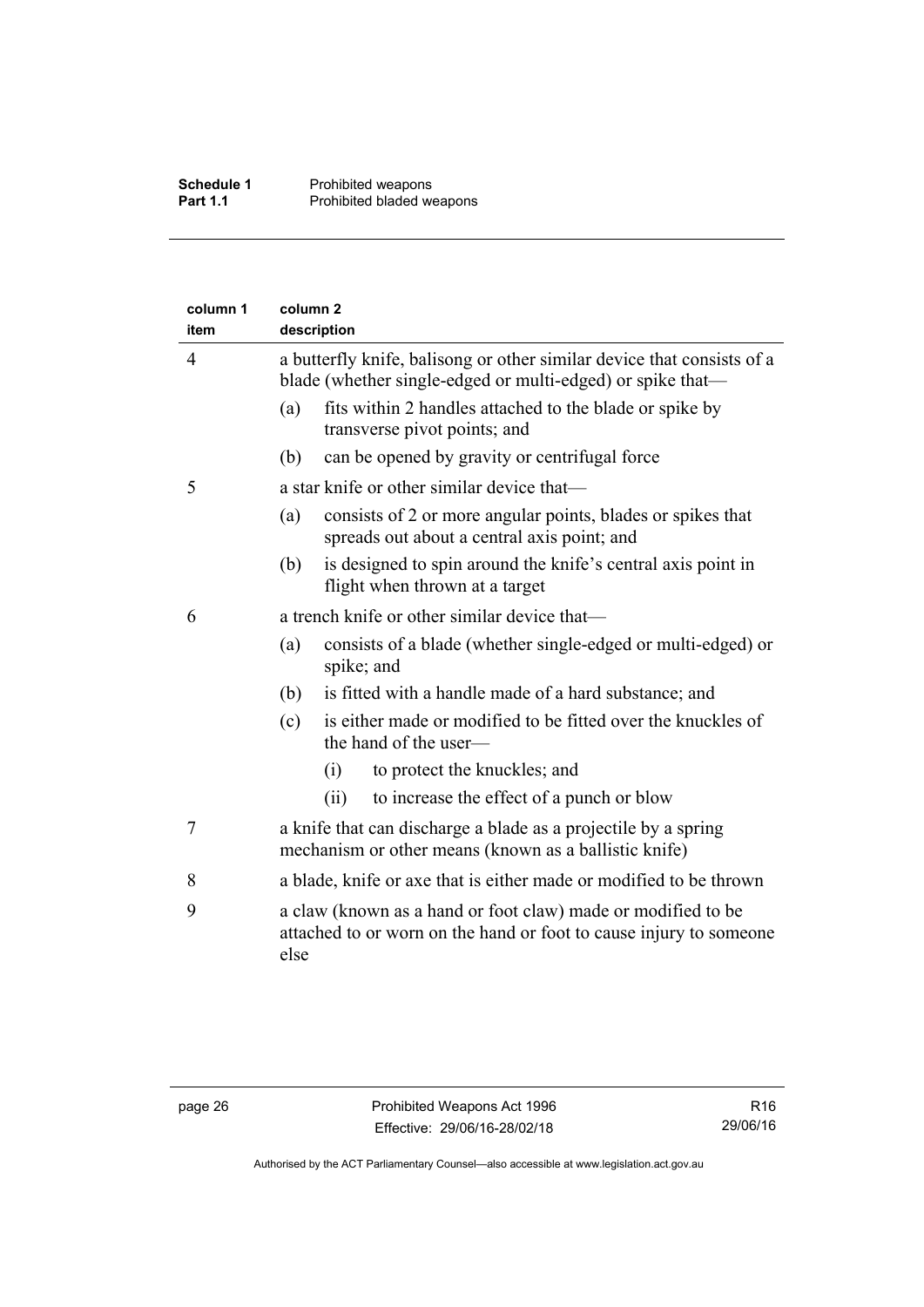| column 1 item | column 2 description |
|---|---|
| 4 | a butterfly knife, balisong or other similar device that consists of a blade (whether single-edged or multi-edged) or spike that—<br>(a) fits within 2 handles attached to the blade or spike by transverse pivot points; and<br>(b) can be opened by gravity or centrifugal force |
| 5 | a star knife or other similar device that—<br>(a) consists of 2 or more angular points, blades or spikes that spreads out about a central axis point; and<br>(b) is designed to spin around the knife's central axis point in flight when thrown at a target |
| 6 | a trench knife or other similar device that—<br>(a) consists of a blade (whether single-edged or multi-edged) or spike; and<br>(b) is fitted with a handle made of a hard substance; and<br>(c) is either made or modified to be fitted over the knuckles of the hand of the user—<br>(i) to protect the knuckles; and<br>(ii) to increase the effect of a punch or blow |
| 7 | a knife that can discharge a blade as a projectile by a spring mechanism or other means (known as a ballistic knife) |
| 8 | a blade, knife or axe that is either made or modified to be thrown |
| 9 | a claw (known as a hand or foot claw) made or modified to be attached to or worn on the hand or foot to cause injury to someone else |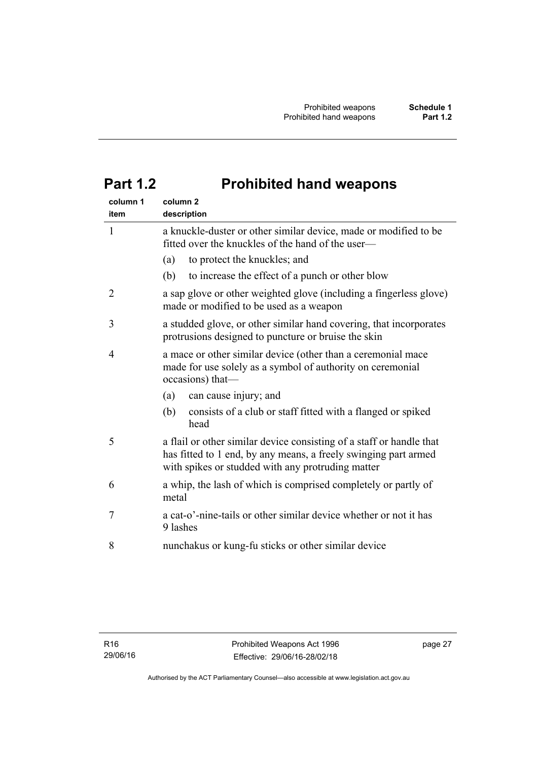## Part 1.2 Prohibited hand weapons

| column 1<br>item | column 2<br>description |
|---|---|
| 1 | a knuckle-duster or other similar device, made or modified to be fitted over the knuckles of the hand of the user—<br>(a) to protect the knuckles; and<br>(b) to increase the effect of a punch or other blow |
| 2 | a sap glove or other weighted glove (including a fingerless glove) made or modified to be used as a weapon |
| 3 | a studded glove, or other similar hand covering, that incorporates protrusions designed to puncture or bruise the skin |
| 4 | a mace or other similar device (other than a ceremonial mace made for use solely as a symbol of authority on ceremonial occasions) that—<br>(a) can cause injury; and<br>(b) consists of a club or staff fitted with a flanged or spiked head |
| 5 | a flail or other similar device consisting of a staff or handle that has fitted to 1 end, by any means, a freely swinging part armed with spikes or studded with any protruding matter |
| 6 | a whip, the lash of which is comprised completely or partly of metal |
| 7 | a cat-o'-nine-tails or other similar device whether or not it has 9 lashes |
| 8 | nunchakus or kung-fu sticks or other similar device |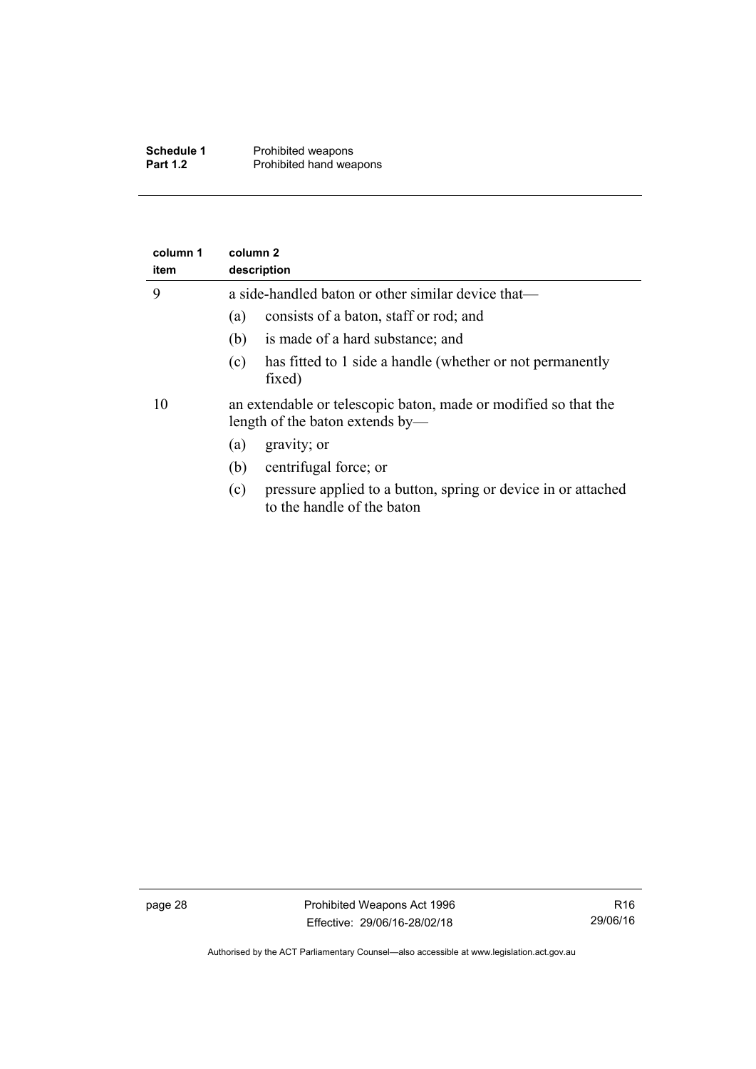| column 1 item | column 2 description |
|---|---|
| 9 | a side-handled baton or other similar device that—<br>(a) consists of a baton, staff or rod; and<br>(b) is made of a hard substance; and<br>(c) has fitted to 1 side a handle (whether or not permanently fixed) |
| 10 | an extendable or telescopic baton, made or modified so that the length of the baton extends by—<br>(a) gravity; or<br>(b) centrifugal force; or<br>(c) pressure applied to a button, spring or device in or attached to the handle of the baton |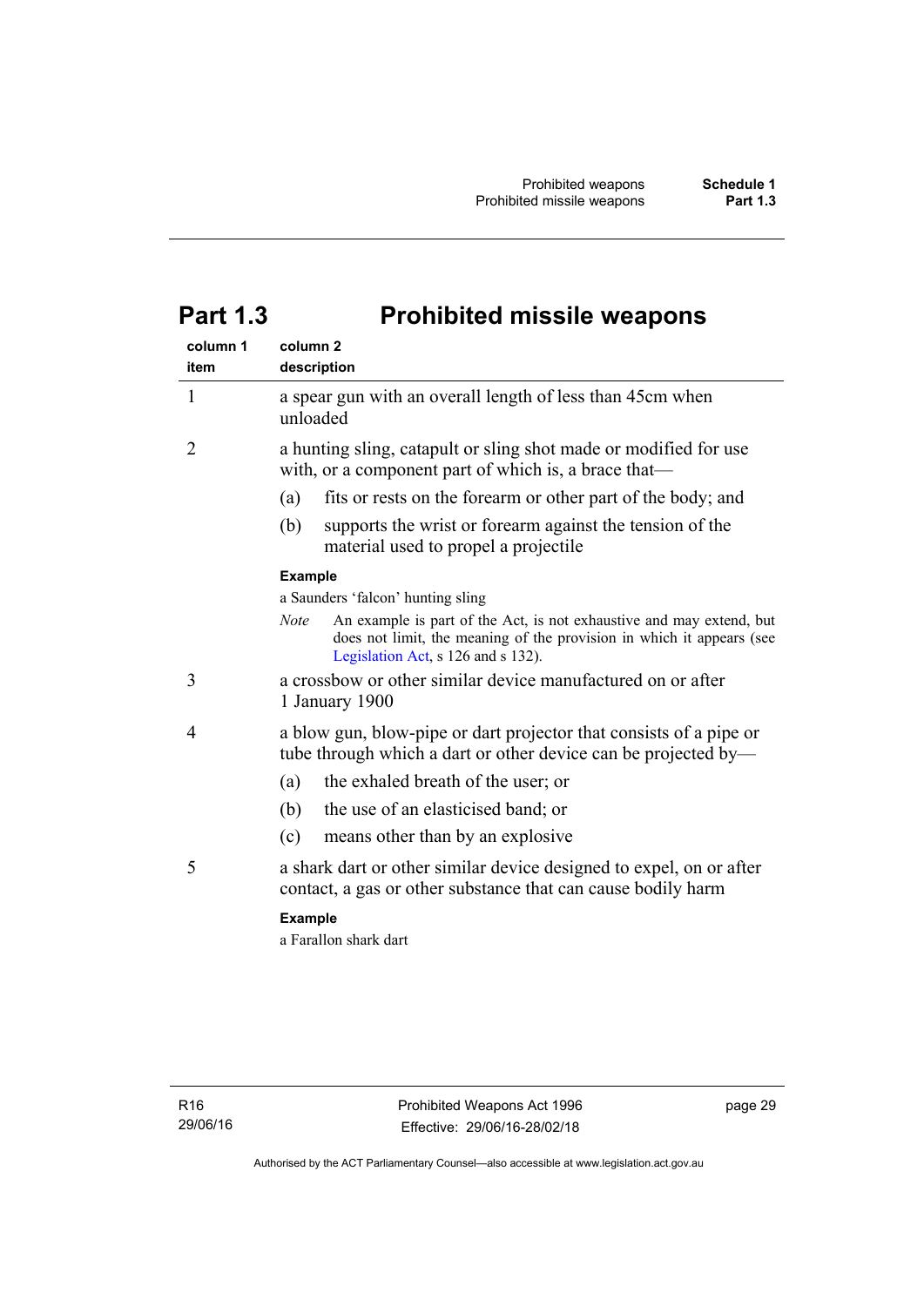# Part 1.3 Prohibited missile weapons

| column 1 item | column 2 description |
|---|---|
| 1 | a spear gun with an overall length of less than 45cm when unloaded |
| 2 | a hunting sling, catapult or sling shot made or modified for use with, or a component part of which is, a brace that—<br>(a) fits or rests on the forearm or other part of the body; and<br>(b) supports the wrist or forearm against the tension of the material used to propel a projectile<br>**Example**<br>a Saunders 'falcon' hunting sling<br>*Note* An example is part of the Act, is not exhaustive and may extend, but does not limit, the meaning of the provision in which it appears (see Legislation Act, s 126 and s 132). |
| 3 | a crossbow or other similar device manufactured on or after 1 January 1900 |
| 4 | a blow gun, blow-pipe or dart projector that consists of a pipe or tube through which a dart or other device can be projected by—<br>(a) the exhaled breath of the user; or<br>(b) the use of an elasticised band; or<br>(c) means other than by an explosive |
| 5 | a shark dart or other similar device designed to expel, on or after contact, a gas or other substance that can cause bodily harm<br>**Example**<br>a Farallon shark dart |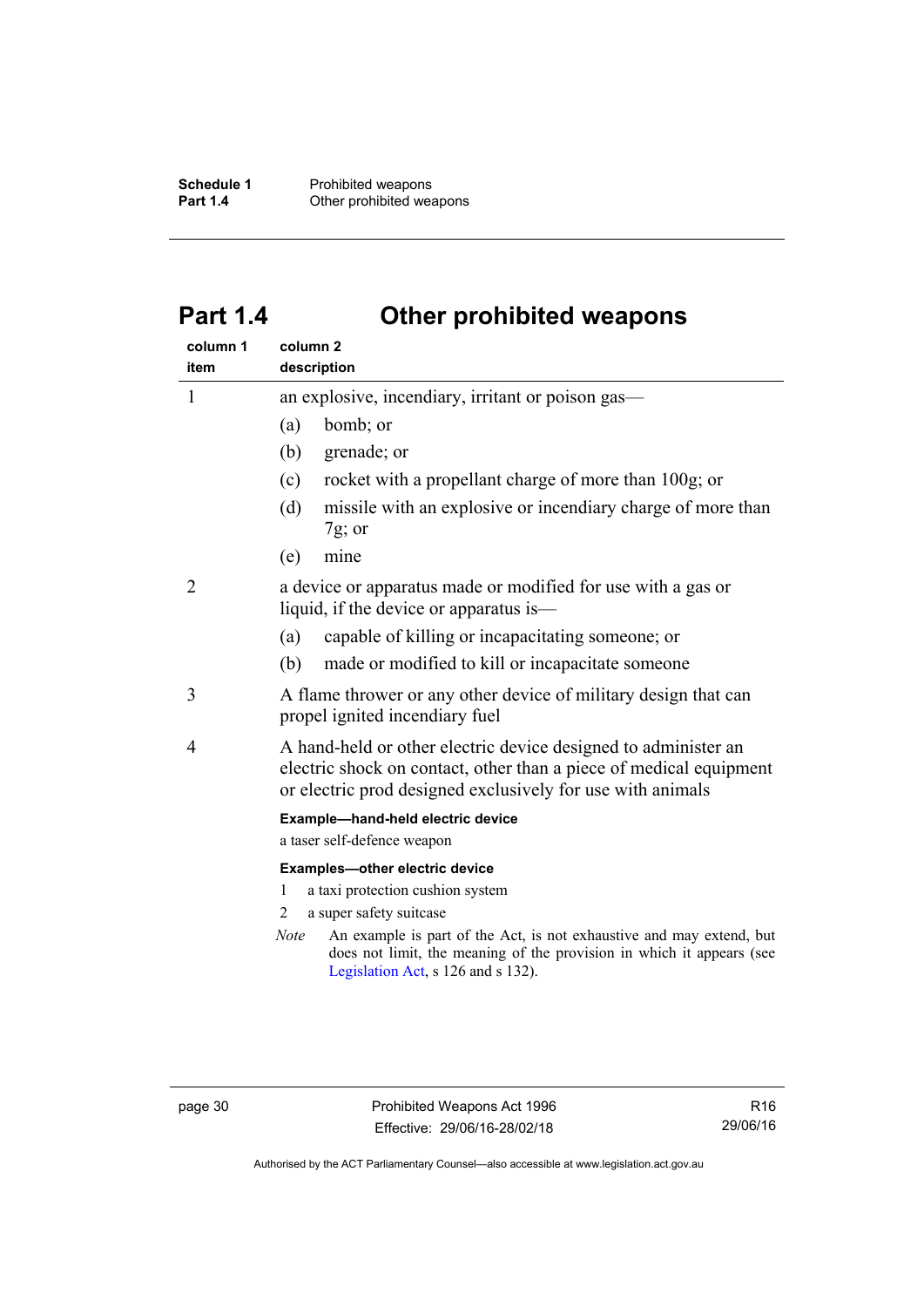# Part 1.4 Other prohibited weapons

| column 1 item | column 2 description |
|---|---|
| 1 | an explosive, incendiary, irritant or poison gas—<br>(a) bomb; or<br>(b) grenade; or<br>(c) rocket with a propellant charge of more than 100g; or<br>(d) missile with an explosive or incendiary charge of more than 7g; or<br>(e) mine |
| 2 | a device or apparatus made or modified for use with a gas or liquid, if the device or apparatus is—<br>(a) capable of killing or incapacitating someone; or<br>(b) made or modified to kill or incapacitate someone |
| 3 | A flame thrower or any other device of military design that can propel ignited incendiary fuel |
| 4 | A hand-held or other electric device designed to administer an electric shock on contact, other than a piece of medical equipment or electric prod designed exclusively for use with animals<br>**Example—hand-held electric device**<br>a taser self-defence weapon<br>**Examples—other electric device**<br>1 a taxi protection cushion system<br>2 a super safety suitcase<br>*Note* An example is part of the Act, is not exhaustive and may extend, but does not limit, the meaning of the provision in which it appears (see Legislation Act, s 126 and s 132). |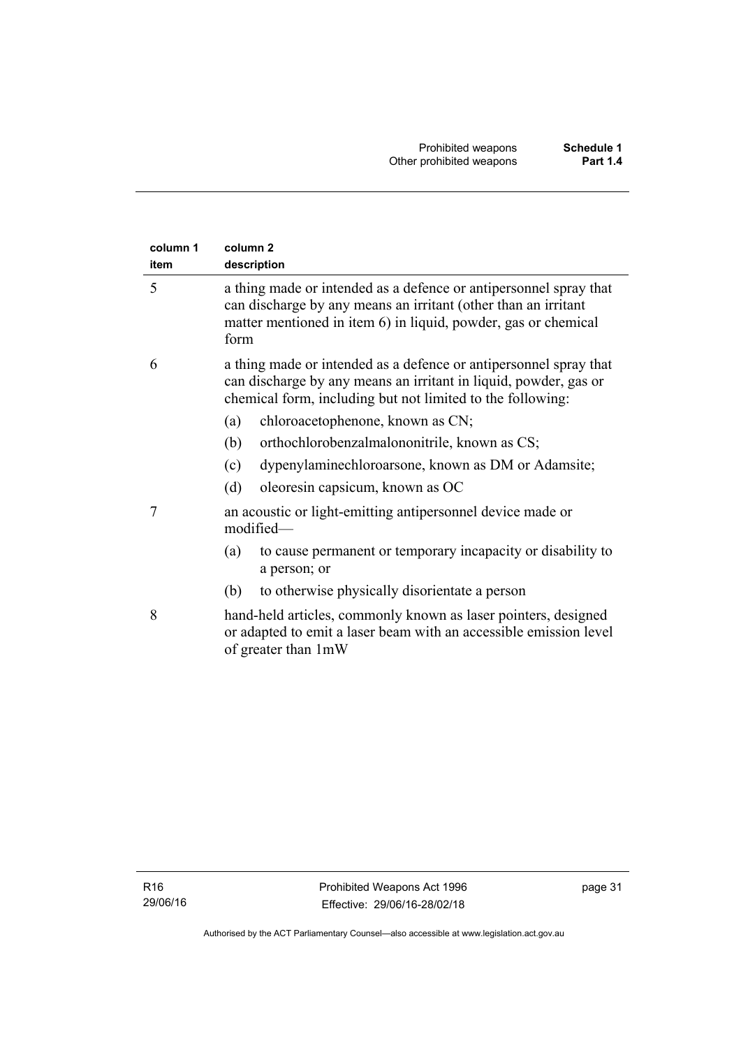| column 1 item | column 2 description |
|---|---|
| 5 | a thing made or intended as a defence or antipersonnel spray that can discharge by any means an irritant (other than an irritant matter mentioned in item 6) in liquid, powder, gas or chemical form |
| 6 | a thing made or intended as a defence or antipersonnel spray that can discharge by any means an irritant in liquid, powder, gas or chemical form, including but not limited to the following:<br>(a) chloroacetophenone, known as CN;<br>(b) orthochlorobenzalmalononitrile, known as CS;<br>(c) dypenylaminechloroarsone, known as DM or Adamsite;<br>(d) oleoresin capsicum, known as OC |
| 7 | an acoustic or light-emitting antipersonnel device made or modified—<br>(a) to cause permanent or temporary incapacity or disability to a person; or<br>(b) to otherwise physically disorientate a person |
| 8 | hand-held articles, commonly known as laser pointers, designed or adapted to emit a laser beam with an accessible emission level of greater than 1mW |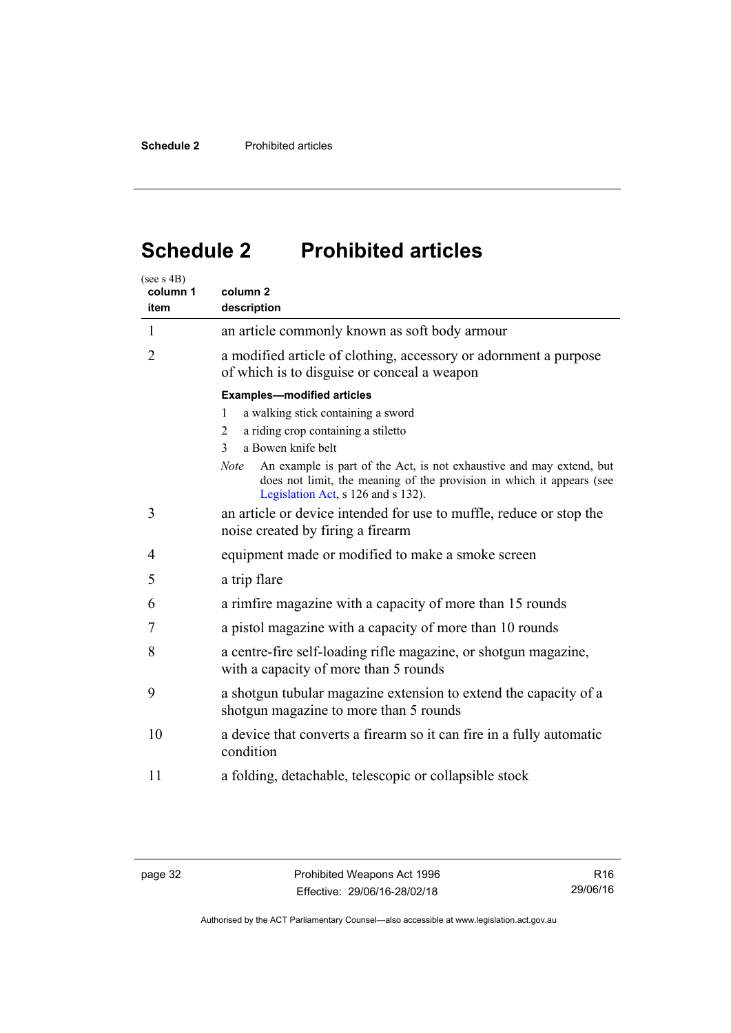# Schedule 2 Prohibited articles

(see s 4B)

| column 1 item | column 2 description |
|---|---|
| 1 | an article commonly known as soft body armour |
| 2 | a modified article of clothing, accessory or adornment a purpose of which is to disguise or conceal a weapon<br><br>**Examples—modified articles**<br>1 a walking stick containing a sword<br>2 a riding crop containing a stiletto<br>3 a Bowen knife belt<br><br>*Note* An example is part of the Act, is not exhaustive and may extend, but does not limit, the meaning of the provision in which it appears (see Legislation Act, s 126 and s 132). |
| 3 | an article or device intended for use to muffle, reduce or stop the noise created by firing a firearm |
| 4 | equipment made or modified to make a smoke screen |
| 5 | a trip flare |
| 6 | a rimfire magazine with a capacity of more than 15 rounds |
| 7 | a pistol magazine with a capacity of more than 10 rounds |
| 8 | a centre-fire self-loading rifle magazine, or shotgun magazine, with a capacity of more than 5 rounds |
| 9 | a shotgun tubular magazine extension to extend the capacity of a shotgun magazine to more than 5 rounds |
| 10 | a device that converts a firearm so it can fire in a fully automatic condition |
| 11 | a folding, detachable, telescopic or collapsible stock |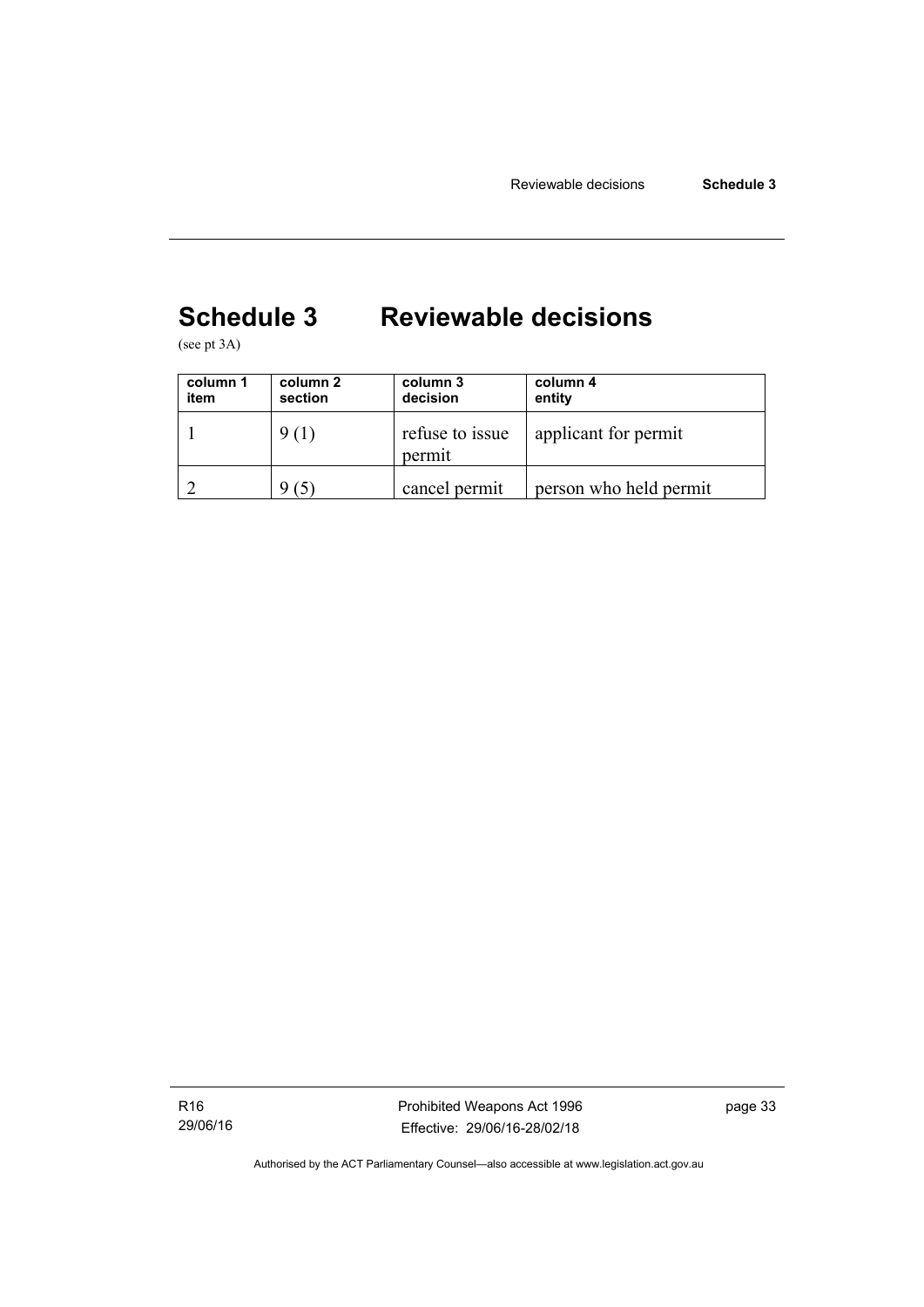# Schedule 3 Reviewable decisions

(see pt 3A)

| column 1 item | column 2 section | column 3 decision | column 4 entity |
|---|---|---|---|
| 1 | 9 (1) | refuse to issue permit | applicant for permit |
| 2 | 9 (5) | cancel permit | person who held permit |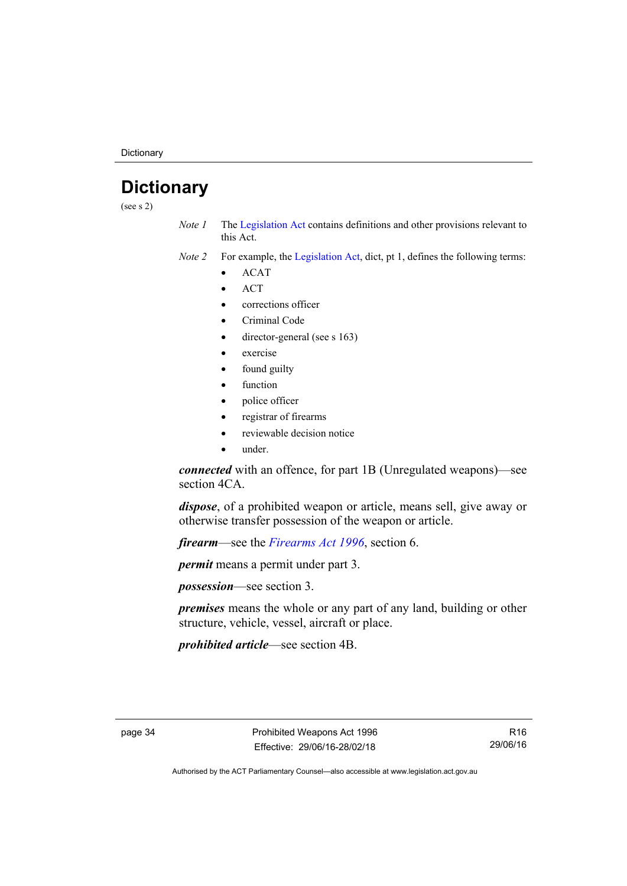# Dictionary

(see s 2)

*Note 1* The Legislation Act contains definitions and other provisions relevant to this Act.

*Note 2* For example, the Legislation Act, dict, pt 1, defines the following terms:

- ACAT
- ACT
- corrections officer
- Criminal Code
- director-general (see s 163)
- exercise
- found guilty
- function
- police officer
- registrar of firearms
- reviewable decision notice
- under.

***connected*** with an offence, for part 1B (Unregulated weapons)—see section 4CA.

***dispose***, of a prohibited weapon or article, means sell, give away or otherwise transfer possession of the weapon or article.

***firearm***—see the *Firearms Act 1996*, section 6.

***permit*** means a permit under part 3.

***possession***—see section 3.

***premises*** means the whole or any part of any land, building or other structure, vehicle, vessel, aircraft or place.

***prohibited article***—see section 4B.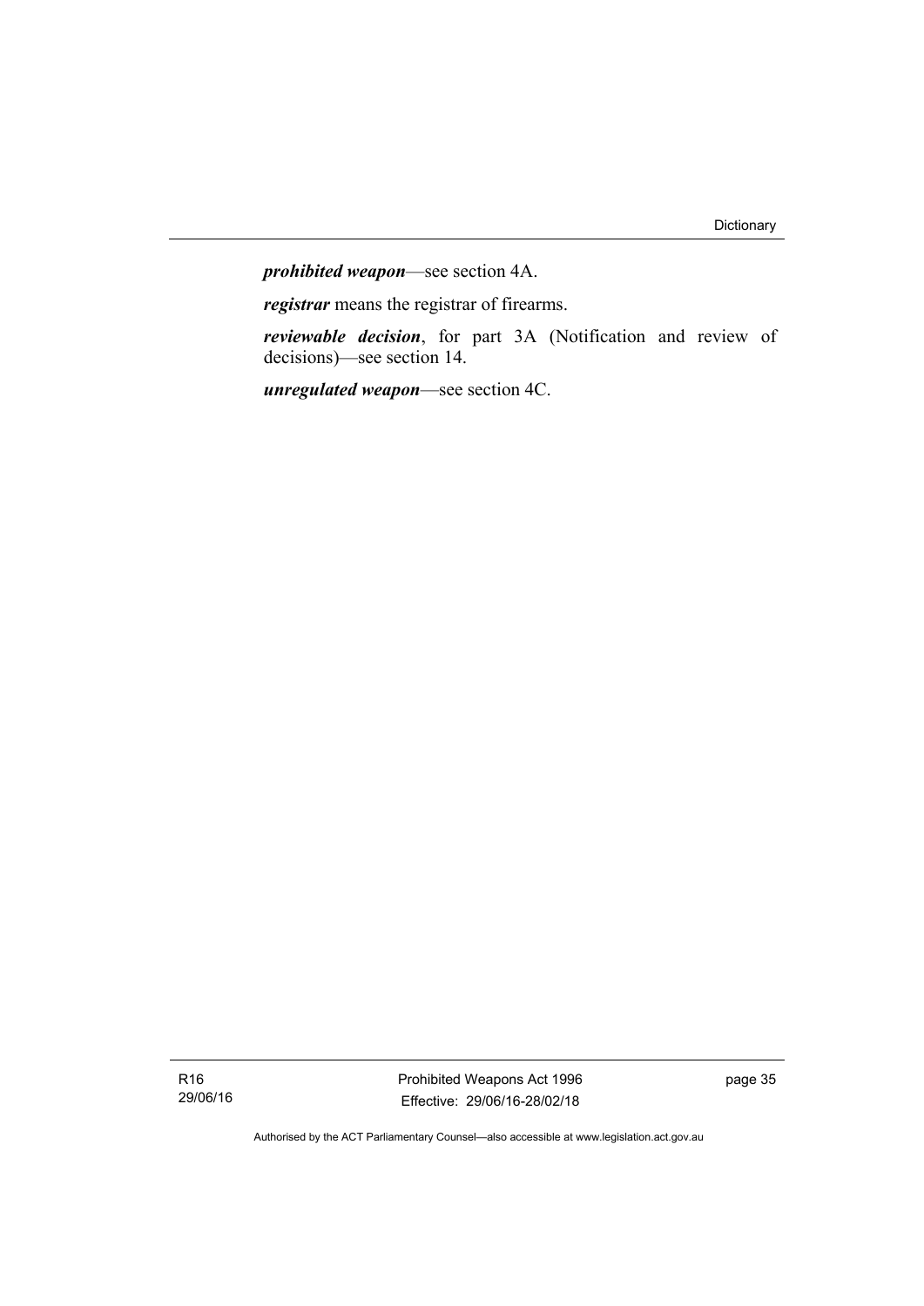***prohibited weapon***—see section 4A.

***registrar*** means the registrar of firearms.

***reviewable decision***, for part 3A (Notification and review of decisions)—see section 14.

***unregulated weapon***—see section 4C.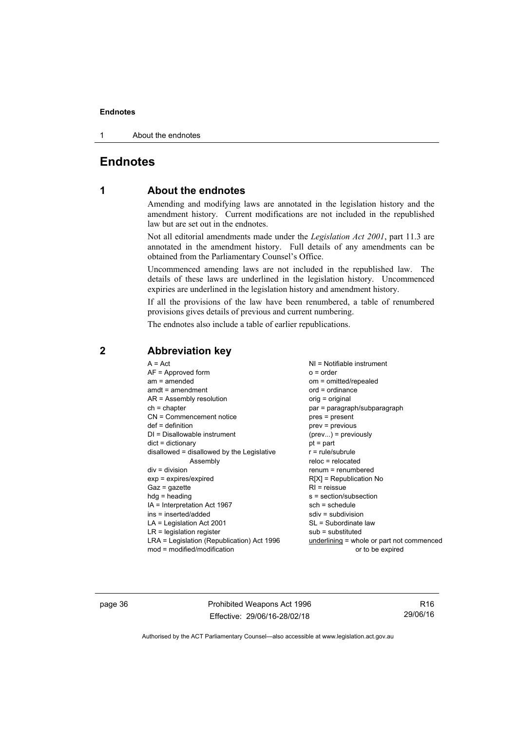# Endnotes

## 1 About the endnotes

Amending and modifying laws are annotated in the legislation history and the amendment history. Current modifications are not included in the republished law but are set out in the endnotes.

Not all editorial amendments made under the *Legislation Act 2001*, part 11.3 are annotated in the amendment history. Full details of any amendments can be obtained from the Parliamentary Counsel's Office.

Uncommenced amending laws are not included in the republished law. The details of these laws are underlined in the legislation history. Uncommenced expiries are underlined in the legislation history and amendment history.

If all the provisions of the law have been renumbered, a table of renumbered provisions gives details of previous and current numbering.

The endnotes also include a table of earlier republications.

## 2 Abbreviation key

A = Act
AF = Approved form
am = amended
amdt = amendment
AR = Assembly resolution
ch = chapter
CN = Commencement notice
def = definition
DI = Disallowable instrument
dict = dictionary
disallowed = disallowed by the Legislative Assembly
div = division
exp = expires/expired
Gaz = gazette
hdg = heading
IA = Interpretation Act 1967
ins = inserted/added
LA = Legislation Act 2001
LR = legislation register
LRA = Legislation (Republication) Act 1996
mod = modified/modification
NI = Notifiable instrument
o = order
om = omitted/repealed
ord = ordinance
orig = original
par = paragraph/subparagraph
pres = present
prev = previous
(prev...) = previously
pt = part
r = rule/subrule
reloc = relocated
renum = renumbered
R[X] = Republication No
RI = reissue
s = section/subsection
sch = schedule
sdiv = subdivision
SL = Subordinate law
sub = substituted
underlining = whole or part not commenced or to be expired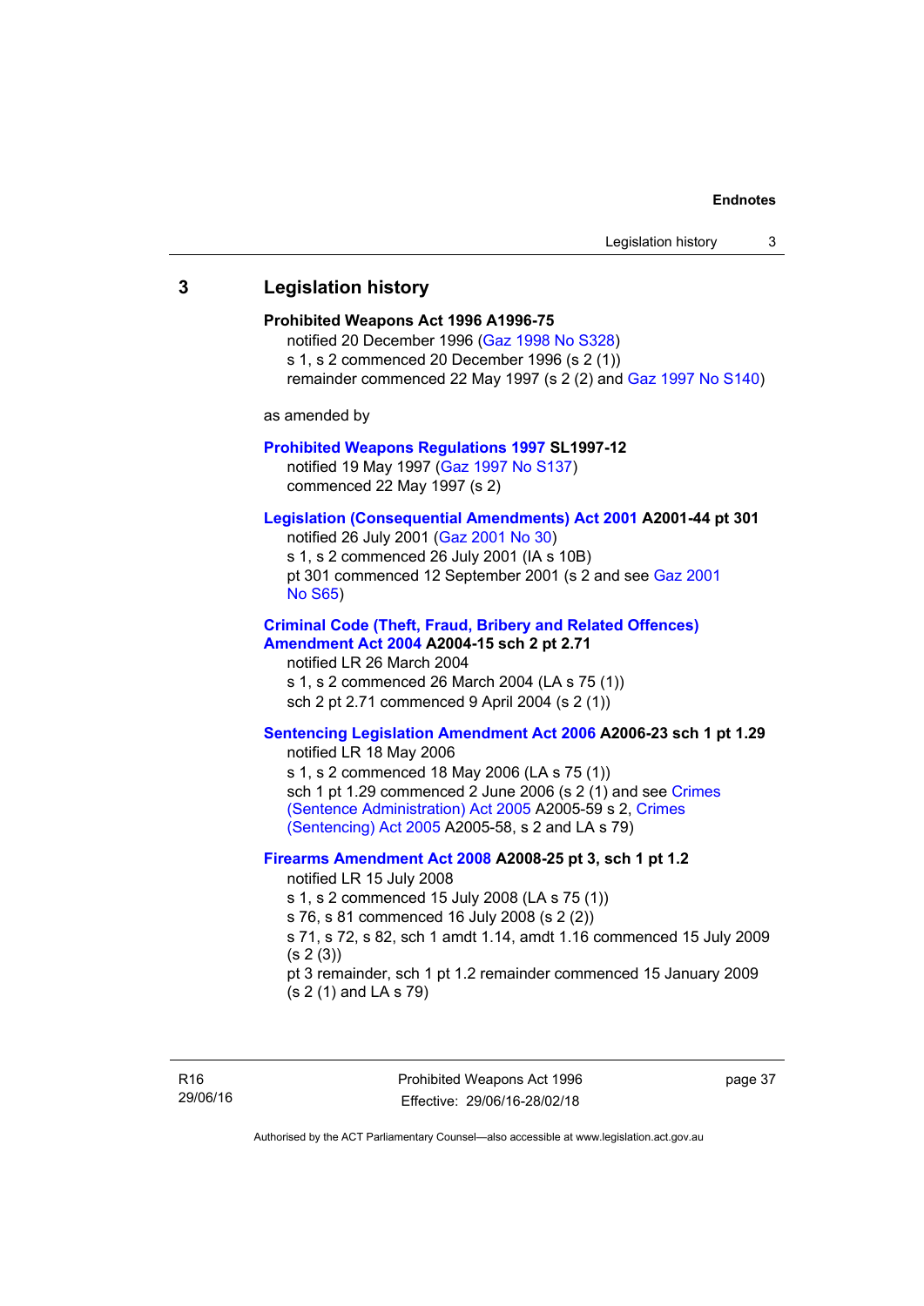## 3 Legislation history

**Prohibited Weapons Act 1996 A1996-75**

notified 20 December 1996 (Gaz 1998 No S328)
s 1, s 2 commenced 20 December 1996 (s 2 (1))
remainder commenced 22 May 1997 (s 2 (2) and Gaz 1997 No S140)

as amended by

**Prohibited Weapons Regulations 1997 SL1997-12**

notified 19 May 1997 (Gaz 1997 No S137)
commenced 22 May 1997 (s 2)

**Legislation (Consequential Amendments) Act 2001 A2001-44 pt 301**

notified 26 July 2001 (Gaz 2001 No 30)
s 1, s 2 commenced 26 July 2001 (IA s 10B)
pt 301 commenced 12 September 2001 (s 2 and see Gaz 2001 No S65)

**Criminal Code (Theft, Fraud, Bribery and Related Offences) Amendment Act 2004 A2004-15 sch 2 pt 2.71**

notified LR 26 March 2004
s 1, s 2 commenced 26 March 2004 (LA s 75 (1))
sch 2 pt 2.71 commenced 9 April 2004 (s 2 (1))

**Sentencing Legislation Amendment Act 2006 A2006-23 sch 1 pt 1.29**

notified LR 18 May 2006
s 1, s 2 commenced 18 May 2006 (LA s 75 (1))
sch 1 pt 1.29 commenced 2 June 2006 (s 2 (1) and see Crimes (Sentence Administration) Act 2005 A2005-59 s 2, Crimes (Sentencing) Act 2005 A2005-58, s 2 and LA s 79)

**Firearms Amendment Act 2008 A2008-25 pt 3, sch 1 pt 1.2**

notified LR 15 July 2008
s 1, s 2 commenced 15 July 2008 (LA s 75 (1))
s 76, s 81 commenced 16 July 2008 (s 2 (2))
s 71, s 72, s 82, sch 1 amdt 1.14, amdt 1.16 commenced 15 July 2009 (s 2 (3))
pt 3 remainder, sch 1 pt 1.2 remainder commenced 15 January 2009 (s 2 (1) and LA s 79)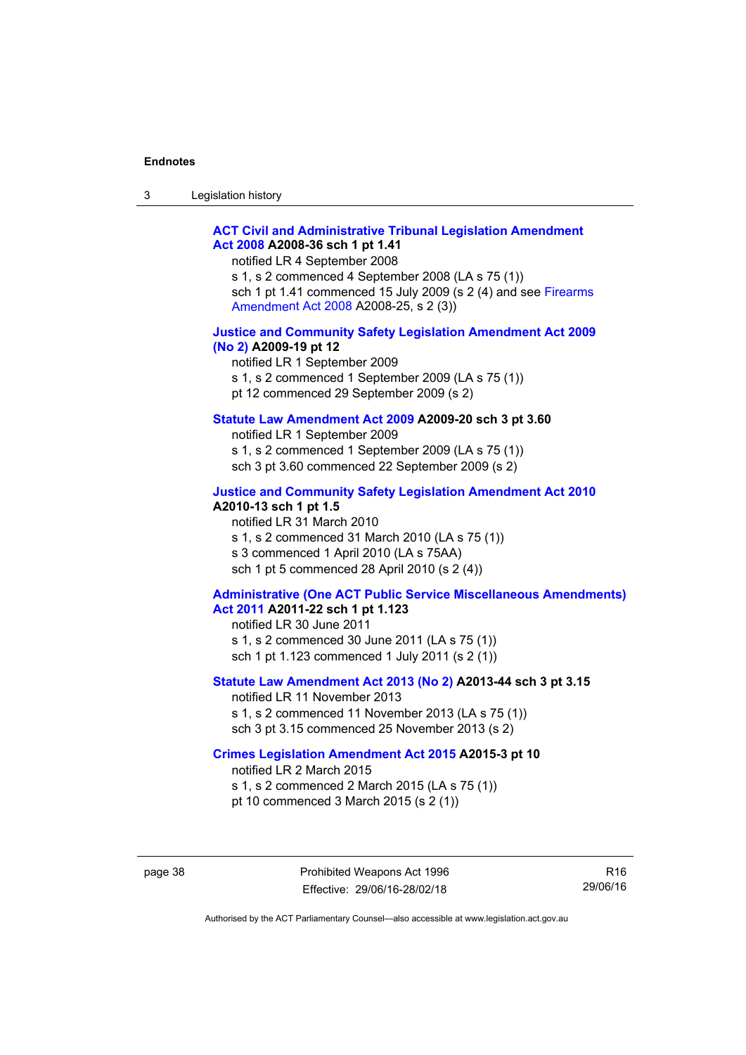**ACT Civil and Administrative Tribunal Legislation Amendment Act 2008 A2008-36 sch 1 pt 1.41**

notified LR 4 September 2008
s 1, s 2 commenced 4 September 2008 (LA s 75 (1))
sch 1 pt 1.41 commenced 15 July 2009 (s 2 (4) and see Firearms Amendment Act 2008 A2008-25, s 2 (3))

**Justice and Community Safety Legislation Amendment Act 2009 (No 2) A2009-19 pt 12**

notified LR 1 September 2009
s 1, s 2 commenced 1 September 2009 (LA s 75 (1))
pt 12 commenced 29 September 2009 (s 2)

**Statute Law Amendment Act 2009 A2009-20 sch 3 pt 3.60**

notified LR 1 September 2009
s 1, s 2 commenced 1 September 2009 (LA s 75 (1))
sch 3 pt 3.60 commenced 22 September 2009 (s 2)

**Justice and Community Safety Legislation Amendment Act 2010 A2010-13 sch 1 pt 1.5**

notified LR 31 March 2010
s 1, s 2 commenced 31 March 2010 (LA s 75 (1))
s 3 commenced 1 April 2010 (LA s 75AA)
sch 1 pt 5 commenced 28 April 2010 (s 2 (4))

**Administrative (One ACT Public Service Miscellaneous Amendments) Act 2011 A2011-22 sch 1 pt 1.123**

notified LR 30 June 2011
s 1, s 2 commenced 30 June 2011 (LA s 75 (1))
sch 1 pt 1.123 commenced 1 July 2011 (s 2 (1))

**Statute Law Amendment Act 2013 (No 2) A2013-44 sch 3 pt 3.15**

notified LR 11 November 2013
s 1, s 2 commenced 11 November 2013 (LA s 75 (1))
sch 3 pt 3.15 commenced 25 November 2013 (s 2)

**Crimes Legislation Amendment Act 2015 A2015-3 pt 10**

notified LR 2 March 2015
s 1, s 2 commenced 2 March 2015 (LA s 75 (1))
pt 10 commenced 3 March 2015 (s 2 (1))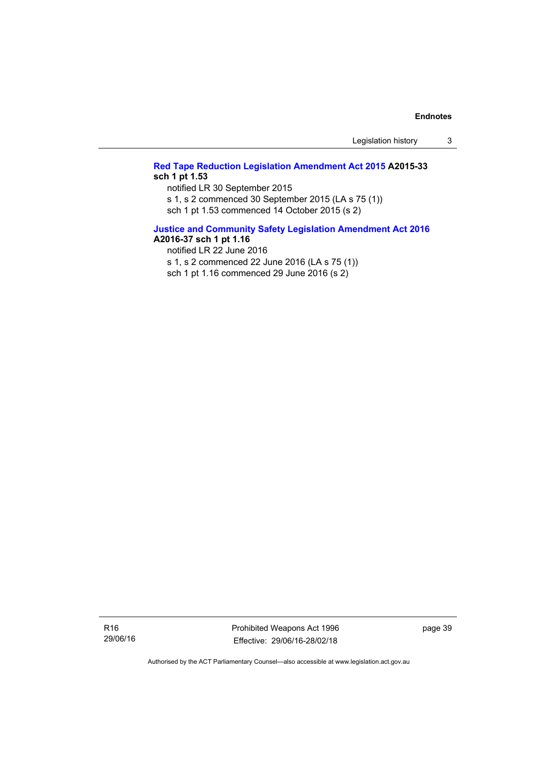**Red Tape Reduction Legislation Amendment Act 2015 A2015-33 sch 1 pt 1.53**

notified LR 30 September 2015

s 1, s 2 commenced 30 September 2015 (LA s 75 (1))

sch 1 pt 1.53 commenced 14 October 2015 (s 2)

**Justice and Community Safety Legislation Amendment Act 2016 A2016-37 sch 1 pt 1.16**

notified LR 22 June 2016

s 1, s 2 commenced 22 June 2016 (LA s 75 (1))

sch 1 pt 1.16 commenced 29 June 2016 (s 2)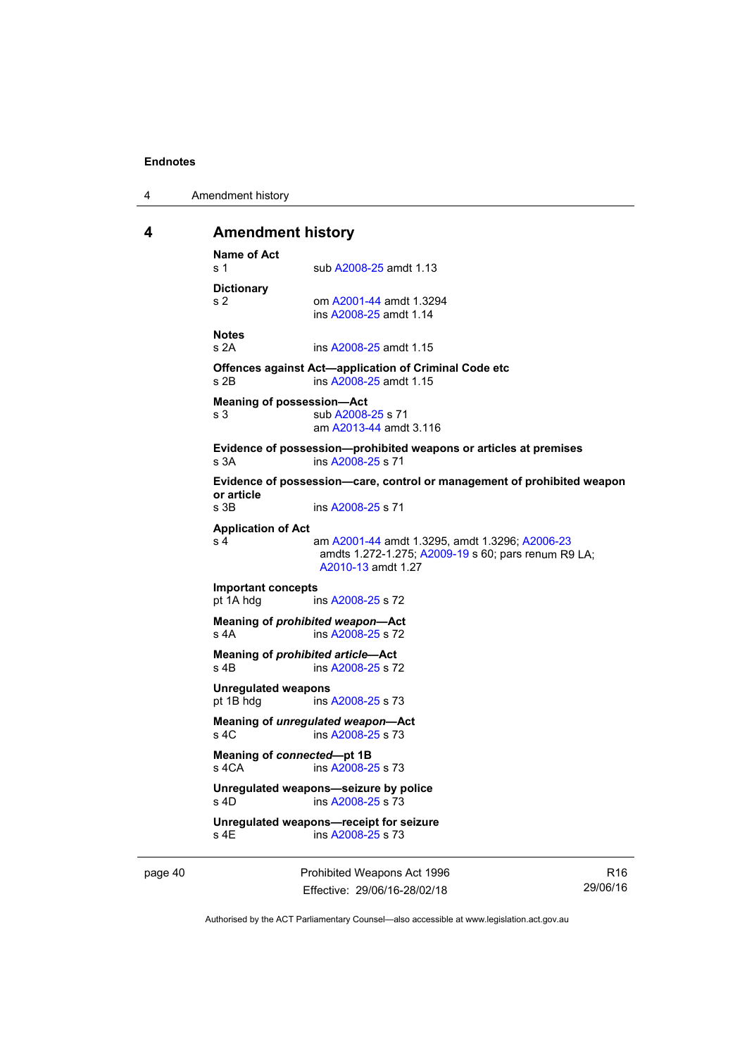## 4 Amendment history

**Name of Act**
s 1 sub A2008-25 amdt 1.13

**Dictionary**
s 2 om A2001-44 amdt 1.3294
ins A2008-25 amdt 1.14

**Notes**
s 2A ins A2008-25 amdt 1.15

**Offences against Act—application of Criminal Code etc**
s 2B ins A2008-25 amdt 1.15

**Meaning of possession—Act**
s 3 sub A2008-25 s 71
am A2013-44 amdt 3.116

**Evidence of possession—prohibited weapons or articles at premises**
s 3A ins A2008-25 s 71

**Evidence of possession—care, control or management of prohibited weapon or article**
s 3B ins A2008-25 s 71

**Application of Act**
s 4 am A2001-44 amdt 1.3295, amdt 1.3296; A2006-23 amdts 1.272-1.275; A2009-19 s 60; pars renum R9 LA; A2010-13 amdt 1.27

**Important concepts**
pt 1A hdg ins A2008-25 s 72

**Meaning of *prohibited weapon*—Act**
s 4A ins A2008-25 s 72

**Meaning of *prohibited article*—Act**
s 4B ins A2008-25 s 72

**Unregulated weapons**
pt 1B hdg ins A2008-25 s 73

**Meaning of *unregulated weapon*—Act**
s 4C ins A2008-25 s 73

**Meaning of *connected*—pt 1B**
s 4CA ins A2008-25 s 73

**Unregulated weapons—seizure by police**
s 4D ins A2008-25 s 73

**Unregulated weapons—receipt for seizure**
s 4E ins A2008-25 s 73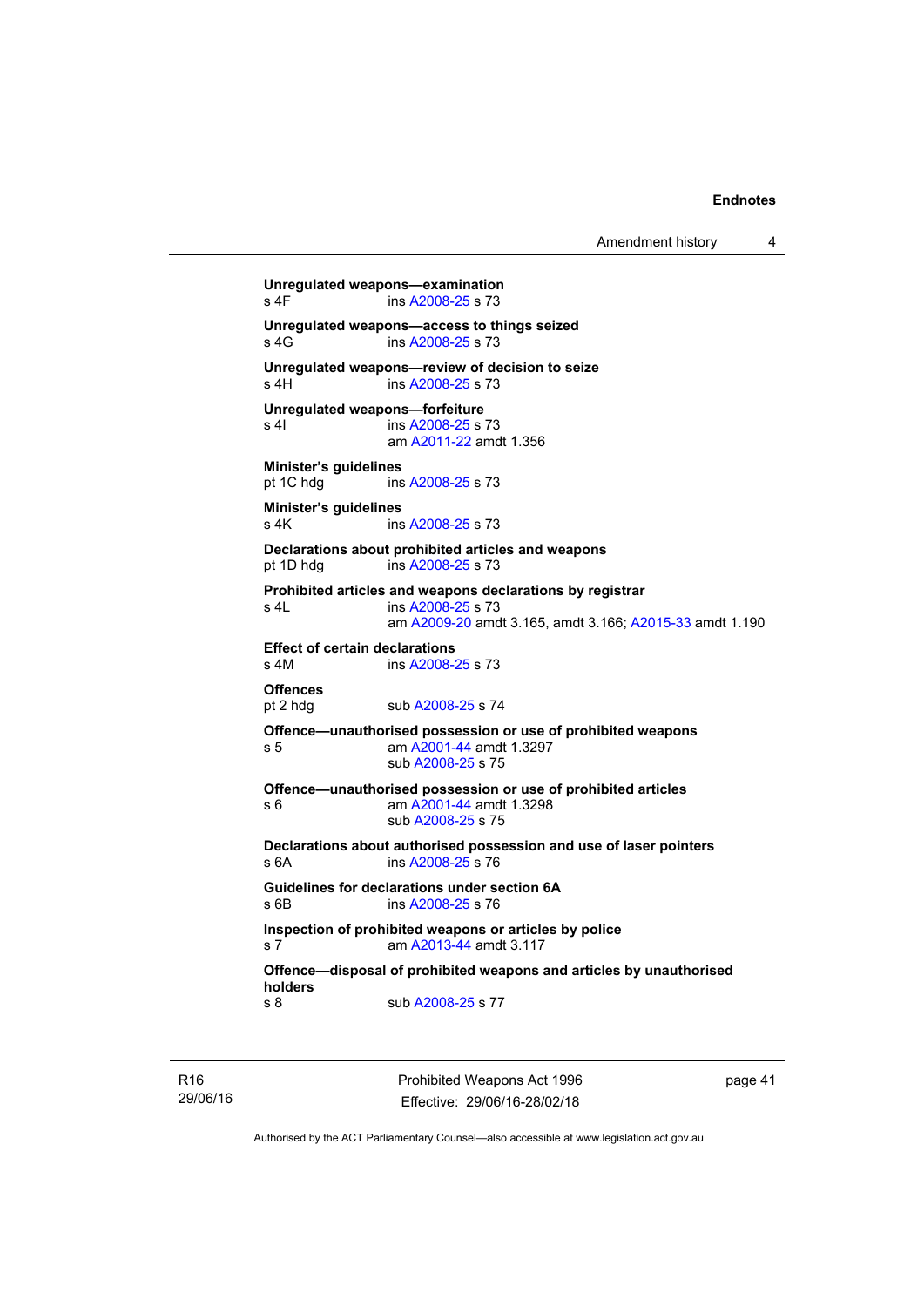**Unregulated weapons—examination**
s 4F ins A2008-25 s 73

**Unregulated weapons—access to things seized**
s 4G ins A2008-25 s 73

**Unregulated weapons—review of decision to seize**
s 4H ins A2008-25 s 73

**Unregulated weapons—forfeiture**
s 4I ins A2008-25 s 73
am A2011-22 amdt 1.356

**Minister's guidelines**
pt 1C hdg ins A2008-25 s 73

**Minister's guidelines**
s 4K ins A2008-25 s 73

**Declarations about prohibited articles and weapons**
pt 1D hdg ins A2008-25 s 73

**Prohibited articles and weapons declarations by registrar**
s 4L ins A2008-25 s 73
am A2009-20 amdt 3.165, amdt 3.166; A2015-33 amdt 1.190

**Effect of certain declarations**
s 4M ins A2008-25 s 73

**Offences**
pt 2 hdg sub A2008-25 s 74

**Offence—unauthorised possession or use of prohibited weapons**
s 5 am A2001-44 amdt 1.3297
sub A2008-25 s 75

**Offence—unauthorised possession or use of prohibited articles**
s 6 am A2001-44 amdt 1.3298
sub A2008-25 s 75

**Declarations about authorised possession and use of laser pointers**
s 6A ins A2008-25 s 76

**Guidelines for declarations under section 6A**
s 6B ins A2008-25 s 76

**Inspection of prohibited weapons or articles by police**
s 7 am A2013-44 amdt 3.117

**Offence—disposal of prohibited weapons and articles by unauthorised holders**
s 8 sub A2008-25 s 77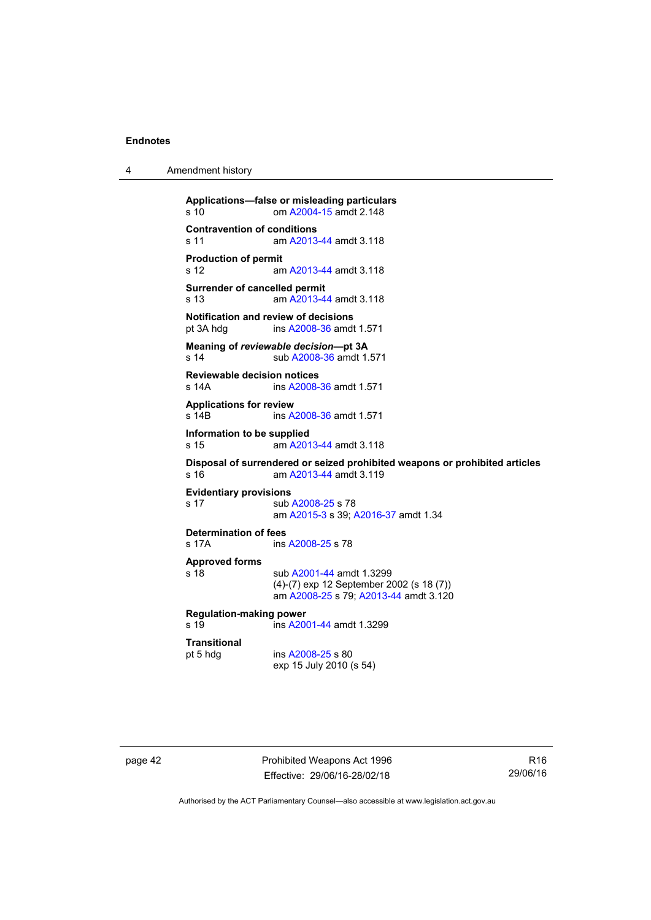**Applications—false or misleading particulars**
s 10 om A2004-15 amdt 2.148

**Contravention of conditions**
s 11 am A2013-44 amdt 3.118

**Production of permit**
s 12 am A2013-44 amdt 3.118

**Surrender of cancelled permit**
s 13 am A2013-44 amdt 3.118

**Notification and review of decisions**
pt 3A hdg ins A2008-36 amdt 1.571

**Meaning of *reviewable decision*—pt 3A**
s 14 sub A2008-36 amdt 1.571

**Reviewable decision notices**
s 14A ins A2008-36 amdt 1.571

**Applications for review**
s 14B ins A2008-36 amdt 1.571

**Information to be supplied**
s 15 am A2013-44 amdt 3.118

**Disposal of surrendered or seized prohibited weapons or prohibited articles**
s 16 am A2013-44 amdt 3.119

**Evidentiary provisions**
s 17 sub A2008-25 s 78
am A2015-3 s 39; A2016-37 amdt 1.34

**Determination of fees**
s 17A ins A2008-25 s 78

**Approved forms**
s 18 sub A2001-44 amdt 1.3299
(4)-(7) exp 12 September 2002 (s 18 (7))
am A2008-25 s 79; A2013-44 amdt 3.120

**Regulation-making power**
s 19 ins A2001-44 amdt 1.3299

**Transitional**
pt 5 hdg ins A2008-25 s 80
exp 15 July 2010 (s 54)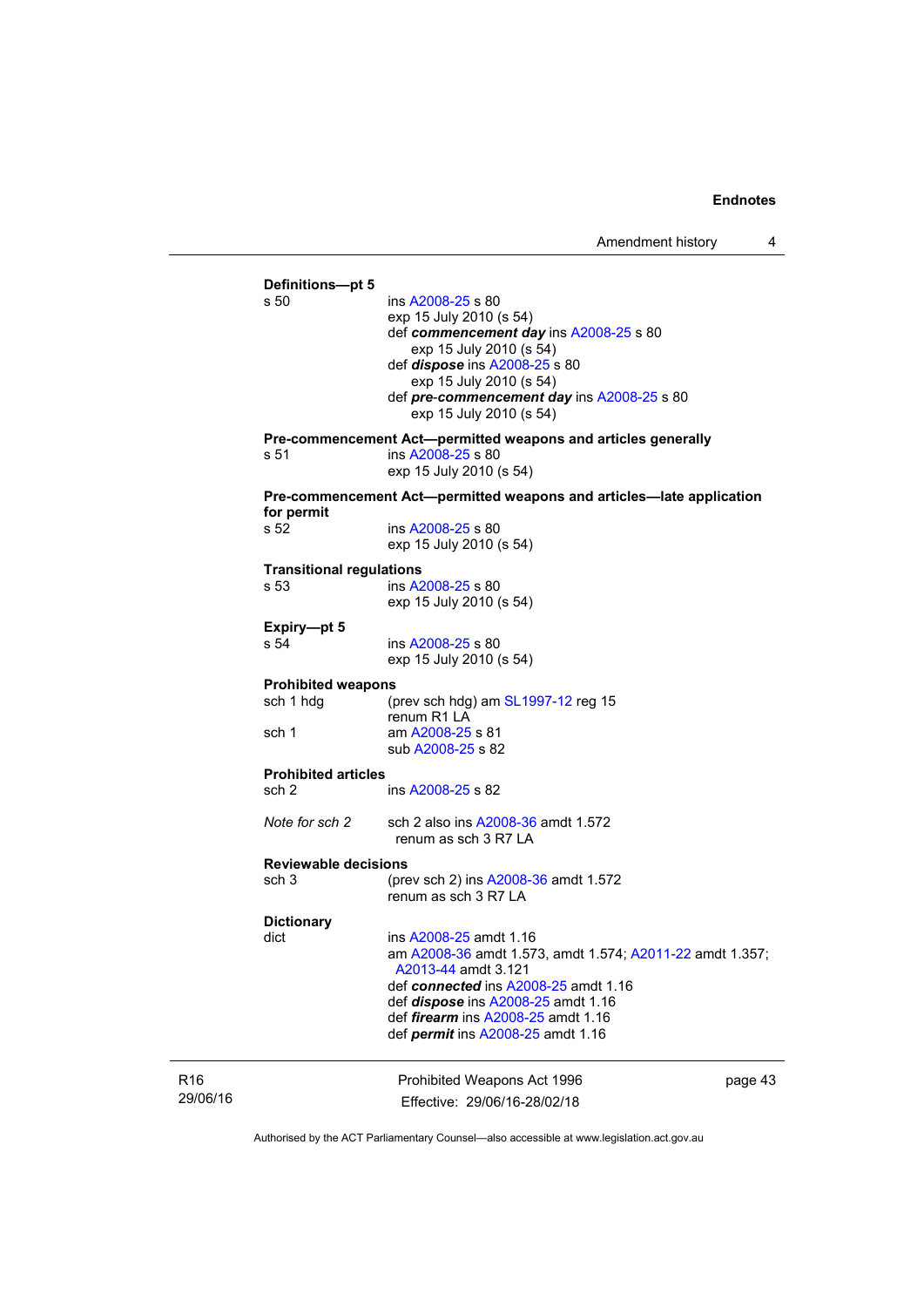**Definitions—pt 5**

s 50 ins A2008-25 s 80
exp 15 July 2010 (s 54)
def ***commencement day*** ins A2008-25 s 80
exp 15 July 2010 (s 54)
def ***dispose*** ins A2008-25 s 80
exp 15 July 2010 (s 54)
def ***pre-commencement day*** ins A2008-25 s 80
exp 15 July 2010 (s 54)

**Pre-commencement Act—permitted weapons and articles generally**

s 51 ins A2008-25 s 80
exp 15 July 2010 (s 54)

**Pre-commencement Act—permitted weapons and articles—late application for permit**

s 52 ins A2008-25 s 80
exp 15 July 2010 (s 54)

**Transitional regulations**

s 53 ins A2008-25 s 80
exp 15 July 2010 (s 54)

**Expiry—pt 5**

s 54 ins A2008-25 s 80
exp 15 July 2010 (s 54)

**Prohibited weapons**

sch 1 hdg (prev sch hdg) am SL1997-12 reg 15
renum R1 LA

sch 1 am A2008-25 s 81
sub A2008-25 s 82

**Prohibited articles**

sch 2 ins A2008-25 s 82

*Note for sch 2* sch 2 also ins A2008-36 amdt 1.572
renum as sch 3 R7 LA

**Reviewable decisions**

sch 3 (prev sch 2) ins A2008-36 amdt 1.572
renum as sch 3 R7 LA

**Dictionary**

dict ins A2008-25 amdt 1.16
am A2008-36 amdt 1.573, amdt 1.574; A2011-22 amdt 1.357; A2013-44 amdt 3.121
def ***connected*** ins A2008-25 amdt 1.16
def ***dispose*** ins A2008-25 amdt 1.16
def ***firearm*** ins A2008-25 amdt 1.16
def ***permit*** ins A2008-25 amdt 1.16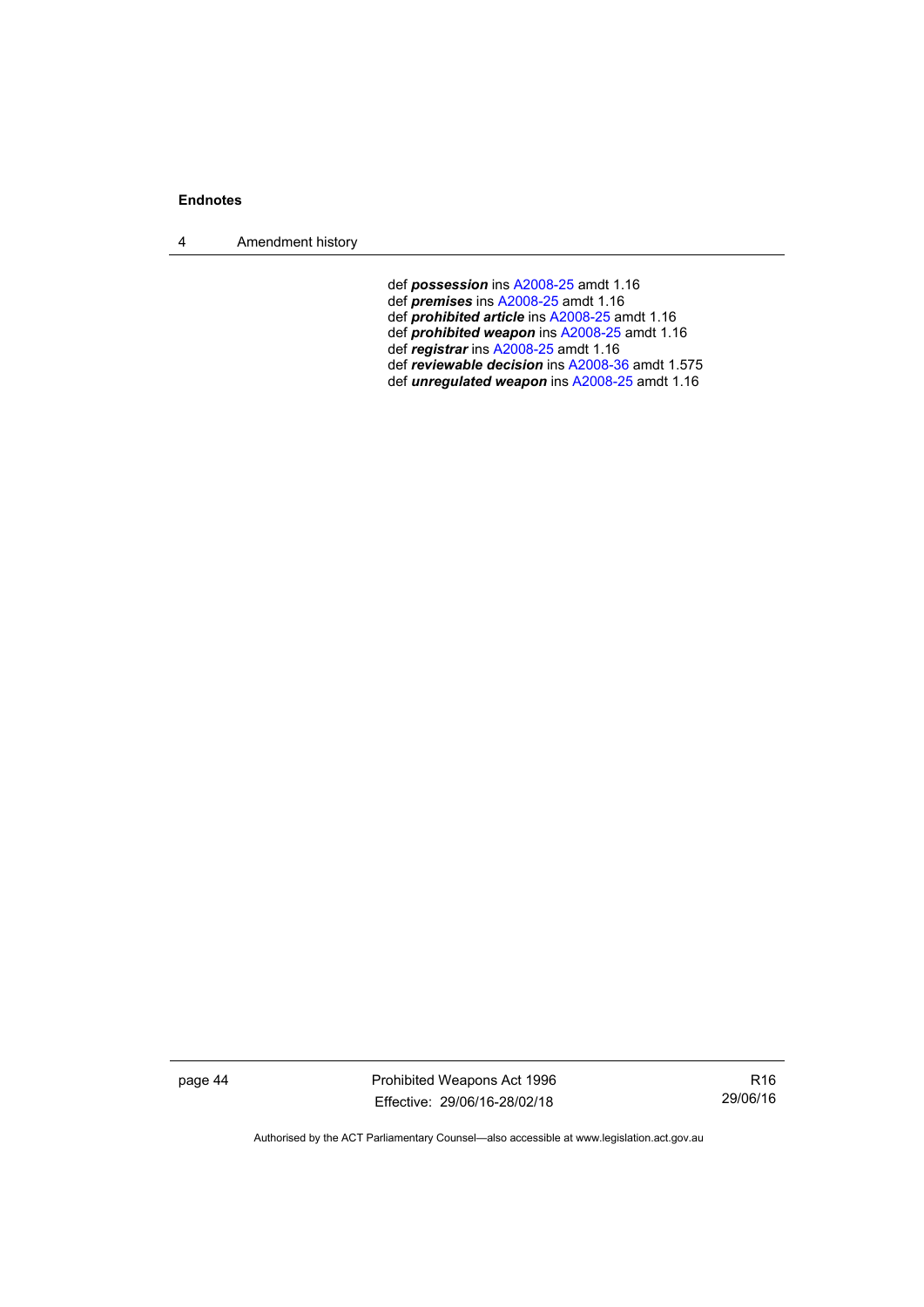def ***possession*** ins A2008-25 amdt 1.16
def ***premises*** ins A2008-25 amdt 1.16
def ***prohibited article*** ins A2008-25 amdt 1.16
def ***prohibited weapon*** ins A2008-25 amdt 1.16
def ***registrar*** ins A2008-25 amdt 1.16
def ***reviewable decision*** ins A2008-36 amdt 1.575
def ***unregulated weapon*** ins A2008-25 amdt 1.16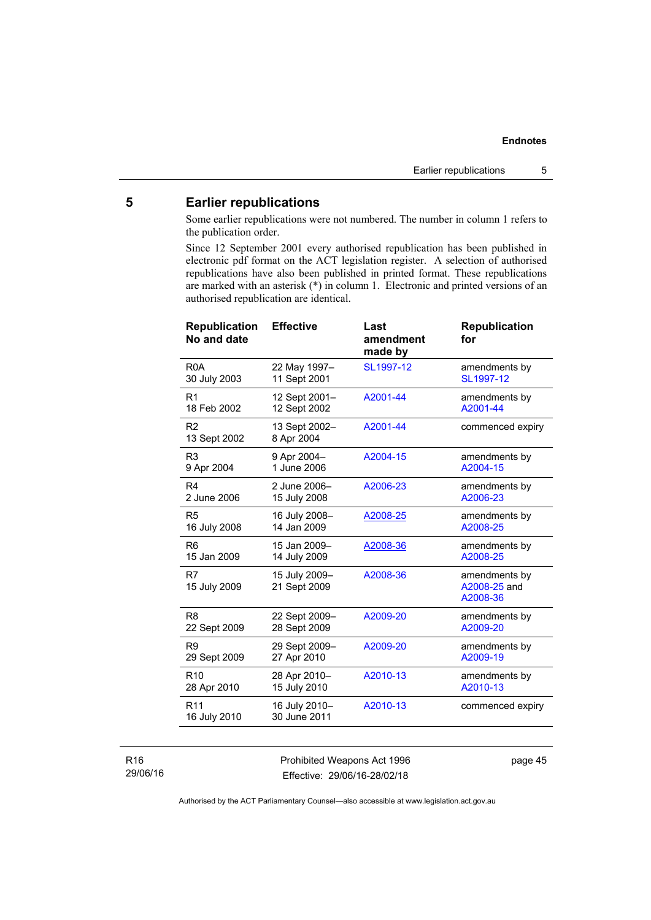## 5 Earlier republications

Some earlier republications were not numbered. The number in column 1 refers to the publication order.

Since 12 September 2001 every authorised republication has been published in electronic pdf format on the ACT legislation register. A selection of authorised republications have also been published in printed format. These republications are marked with an asterisk (*) in column 1. Electronic and printed versions of an authorised republication are identical.

| Republication No and date | Effective | Last amendment made by | Republication for |
|---|---|---|---|
| R0A<br>30 July 2003 | 22 May 1997–<br>11 Sept 2001 | SL1997-12 | amendments by SL1997-12 |
| R1<br>18 Feb 2002 | 12 Sept 2001–<br>12 Sept 2002 | A2001-44 | amendments by A2001-44 |
| R2<br>13 Sept 2002 | 13 Sept 2002–<br>8 Apr 2004 | A2001-44 | commenced expiry |
| R3<br>9 Apr 2004 | 9 Apr 2004–<br>1 June 2006 | A2004-15 | amendments by A2004-15 |
| R4<br>2 June 2006 | 2 June 2006–<br>15 July 2008 | A2006-23 | amendments by A2006-23 |
| R5<br>16 July 2008 | 16 July 2008–<br>14 Jan 2009 | A2008-25 | amendments by A2008-25 |
| R6<br>15 Jan 2009 | 15 Jan 2009–<br>14 July 2009 | A2008-36 | amendments by A2008-25 |
| R7<br>15 July 2009 | 15 July 2009–<br>21 Sept 2009 | A2008-36 | amendments by A2008-25 and A2008-36 |
| R8<br>22 Sept 2009 | 22 Sept 2009–<br>28 Sept 2009 | A2009-20 | amendments by A2009-20 |
| R9<br>29 Sept 2009 | 29 Sept 2009–<br>27 Apr 2010 | A2009-20 | amendments by A2009-19 |
| R10<br>28 Apr 2010 | 28 Apr 2010–<br>15 July 2010 | A2010-13 | amendments by A2010-13 |
| R11<br>16 July 2010 | 16 July 2010–<br>30 June 2011 | A2010-13 | commenced expiry |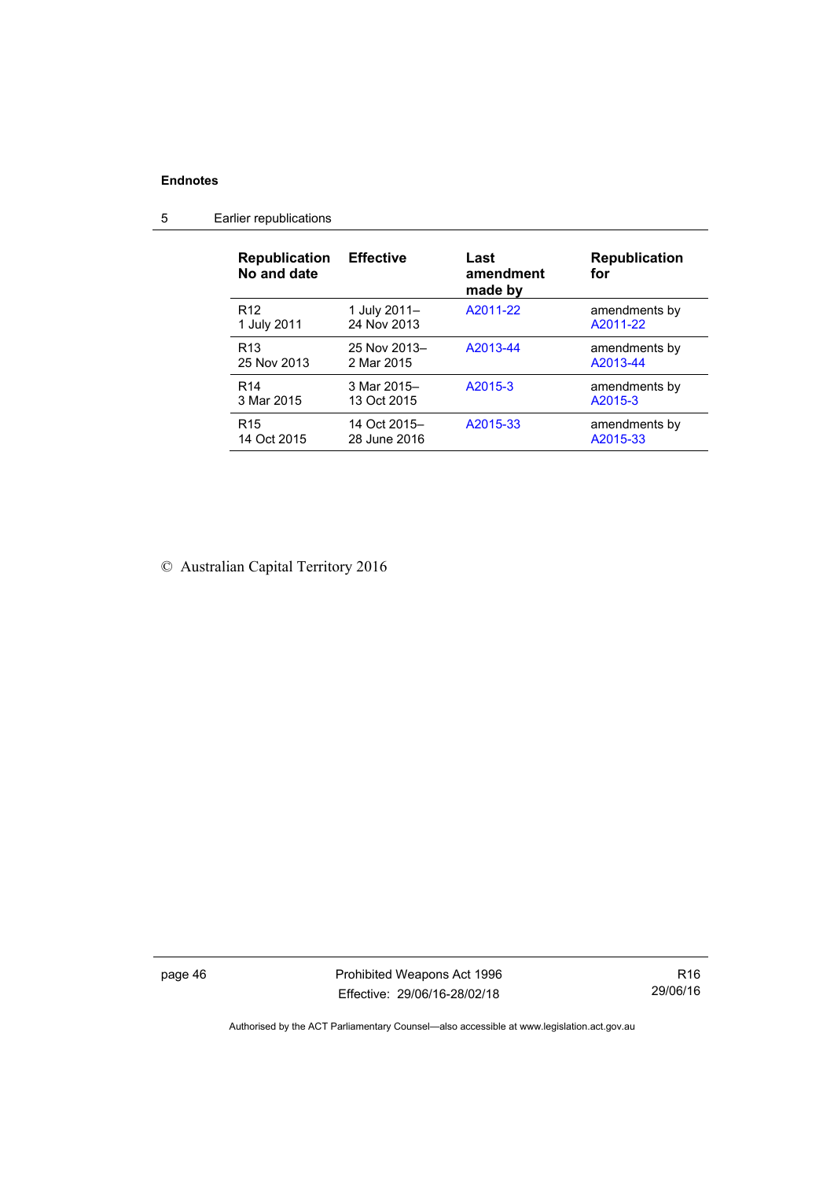## 5 Earlier republications

| Republication No and date | Effective | Last amendment made by | Republication for |
|---|---|---|---|
| R12<br>1 July 2011 | 1 July 2011–<br>24 Nov 2013 | A2011-22 | amendments by A2011-22 |
| R13<br>25 Nov 2013 | 25 Nov 2013–<br>2 Mar 2015 | A2013-44 | amendments by A2013-44 |
| R14<br>3 Mar 2015 | 3 Mar 2015–<br>13 Oct 2015 | A2015-3 | amendments by A2015-3 |
| R15<br>14 Oct 2015 | 14 Oct 2015–<br>28 June 2016 | A2015-33 | amendments by A2015-33 |

© Australian Capital Territory 2016